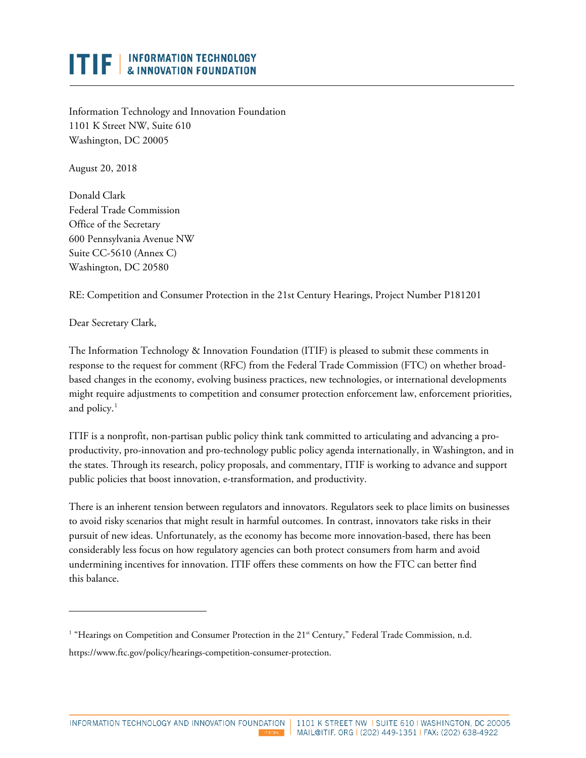Information Technology and Innovation Foundation
1101 K Street NW, Suite 610
Washington, DC 20005

August 20, 2018

Donald Clark
Federal Trade Commission
Office of the Secretary
600 Pennsylvania Avenue NW
Suite CC-5610 (Annex C)
Washington, DC 20580

RE: Competition and Consumer Protection in the 21st Century Hearings, Project Number P181201

Dear Secretary Clark,

The Information Technology & Innovation Foundation (ITIF) is pleased to submit these comments in response to the request for comment (RFC) from the Federal Trade Commission (FTC) on whether broad-based changes in the economy, evolving business practices, new technologies, or international developments might require adjustments to competition and consumer protection enforcement law, enforcement priorities, and policy.[1]

ITIF is a nonprofit, non-partisan public policy think tank committed to articulating and advancing a pro-productivity, pro-innovation and pro-technology public policy agenda internationally, in Washington, and in the states. Through its research, policy proposals, and commentary, ITIF is working to advance and support public policies that boost innovation, e-transformation, and productivity.

There is an inherent tension between regulators and innovators. Regulators seek to place limits on businesses to avoid risky scenarios that might result in harmful outcomes. In contrast, innovators take risks in their pursuit of new ideas. Unfortunately, as the economy has become more innovation-based, there has been considerably less focus on how regulatory agencies can both protect consumers from harm and avoid undermining incentives for innovation. ITIF offers these comments on how the FTC can better find this balance.

---

[1] "Hearings on Competition and Consumer Protection in the 21st Century," Federal Trade Commission, n.d. https://www.ftc.gov/policy/hearings-competition-consumer-protection.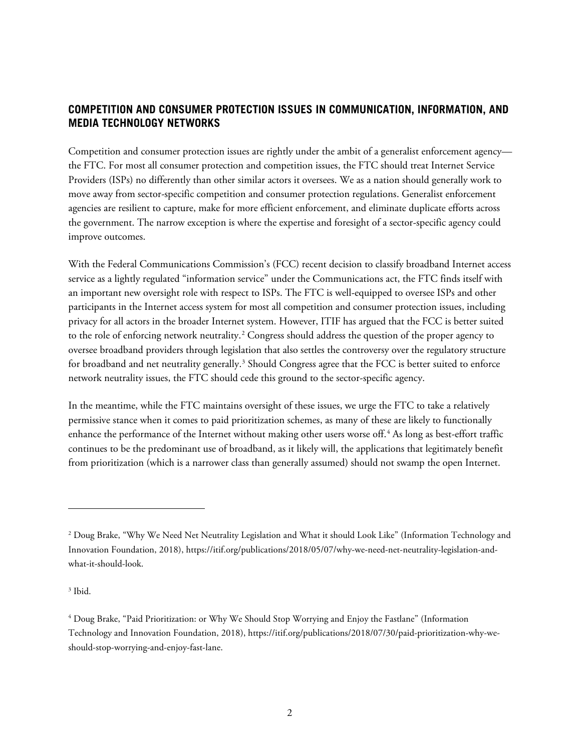## COMPETITION AND CONSUMER PROTECTION ISSUES IN COMMUNICATION, INFORMATION, AND MEDIA TECHNOLOGY NETWORKS

Competition and consumer protection issues are rightly under the ambit of a generalist enforcement agency—the FTC. For most all consumer protection and competition issues, the FTC should treat Internet Service Providers (ISPs) no differently than other similar actors it oversees. We as a nation should generally work to move away from sector-specific competition and consumer protection regulations. Generalist enforcement agencies are resilient to capture, make for more efficient enforcement, and eliminate duplicate efforts across the government. The narrow exception is where the expertise and foresight of a sector-specific agency could improve outcomes.

With the Federal Communications Commission's (FCC) recent decision to classify broadband Internet access service as a lightly regulated "information service" under the Communications act, the FTC finds itself with an important new oversight role with respect to ISPs. The FTC is well-equipped to oversee ISPs and other participants in the Internet access system for most all competition and consumer protection issues, including privacy for all actors in the broader Internet system. However, ITIF has argued that the FCC is better suited to the role of enforcing network neutrality.[2] Congress should address the question of the proper agency to oversee broadband providers through legislation that also settles the controversy over the regulatory structure for broadband and net neutrality generally.[3] Should Congress agree that the FCC is better suited to enforce network neutrality issues, the FTC should cede this ground to the sector-specific agency.

In the meantime, while the FTC maintains oversight of these issues, we urge the FTC to take a relatively permissive stance when it comes to paid prioritization schemes, as many of these are likely to functionally enhance the performance of the Internet without making other users worse off.[4] As long as best-effort traffic continues to be the predominant use of broadband, as it likely will, the applications that legitimately benefit from prioritization (which is a narrower class than generally assumed) should not swamp the open Internet.

---

[2] Doug Brake, "Why We Need Net Neutrality Legislation and What it should Look Like" (Information Technology and Innovation Foundation, 2018), https://itif.org/publications/2018/05/07/why-we-need-net-neutrality-legislation-and-what-it-should-look.

[3] Ibid.

[4] Doug Brake, "Paid Prioritization: or Why We Should Stop Worrying and Enjoy the Fastlane" (Information Technology and Innovation Foundation, 2018), https://itif.org/publications/2018/07/30/paid-prioritization-why-we-should-stop-worrying-and-enjoy-fast-lane.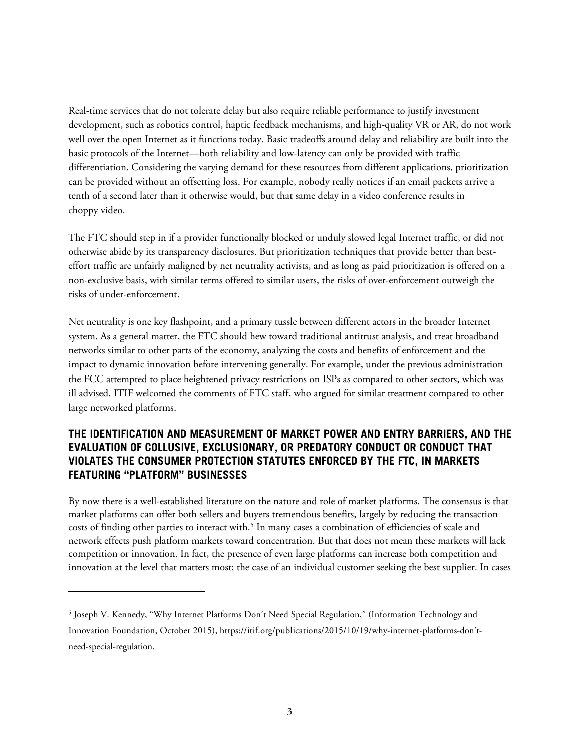Real-time services that do not tolerate delay but also require reliable performance to justify investment development, such as robotics control, haptic feedback mechanisms, and high-quality VR or AR, do not work well over the open Internet as it functions today. Basic tradeoffs around delay and reliability are built into the basic protocols of the Internet—both reliability and low-latency can only be provided with traffic differentiation. Considering the varying demand for these resources from different applications, prioritization can be provided without an offsetting loss. For example, nobody really notices if an email packets arrive a tenth of a second later than it otherwise would, but that same delay in a video conference results in choppy video.

The FTC should step in if a provider functionally blocked or unduly slowed legal Internet traffic, or did not otherwise abide by its transparency disclosures. But prioritization techniques that provide better than best-effort traffic are unfairly maligned by net neutrality activists, and as long as paid prioritization is offered on a non-exclusive basis, with similar terms offered to similar users, the risks of over-enforcement outweigh the risks of under-enforcement.

Net neutrality is one key flashpoint, and a primary tussle between different actors in the broader Internet system. As a general matter, the FTC should hew toward traditional antitrust analysis, and treat broadband networks similar to other parts of the economy, analyzing the costs and benefits of enforcement and the impact to dynamic innovation before intervening generally. For example, under the previous administration the FCC attempted to place heightened privacy restrictions on ISPs as compared to other sectors, which was ill advised. ITIF welcomed the comments of FTC staff, who argued for similar treatment compared to other large networked platforms.

## THE IDENTIFICATION AND MEASUREMENT OF MARKET POWER AND ENTRY BARRIERS, AND THE EVALUATION OF COLLUSIVE, EXCLUSIONARY, OR PREDATORY CONDUCT OR CONDUCT THAT VIOLATES THE CONSUMER PROTECTION STATUTES ENFORCED BY THE FTC, IN MARKETS FEATURING "PLATFORM" BUSINESSES

By now there is a well-established literature on the nature and role of market platforms. The consensus is that market platforms can offer both sellers and buyers tremendous benefits, largely by reducing the transaction costs of finding other parties to interact with.[5] In many cases a combination of efficiencies of scale and network effects push platform markets toward concentration. But that does not mean these markets will lack competition or innovation. In fact, the presence of even large platforms can increase both competition and innovation at the level that matters most; the case of an individual customer seeking the best supplier. In cases

---

[5] Joseph V. Kennedy, "Why Internet Platforms Don't Need Special Regulation," (Information Technology and Innovation Foundation, October 2015), https://itif.org/publications/2015/10/19/why-internet-platforms-don't-need-special-regulation.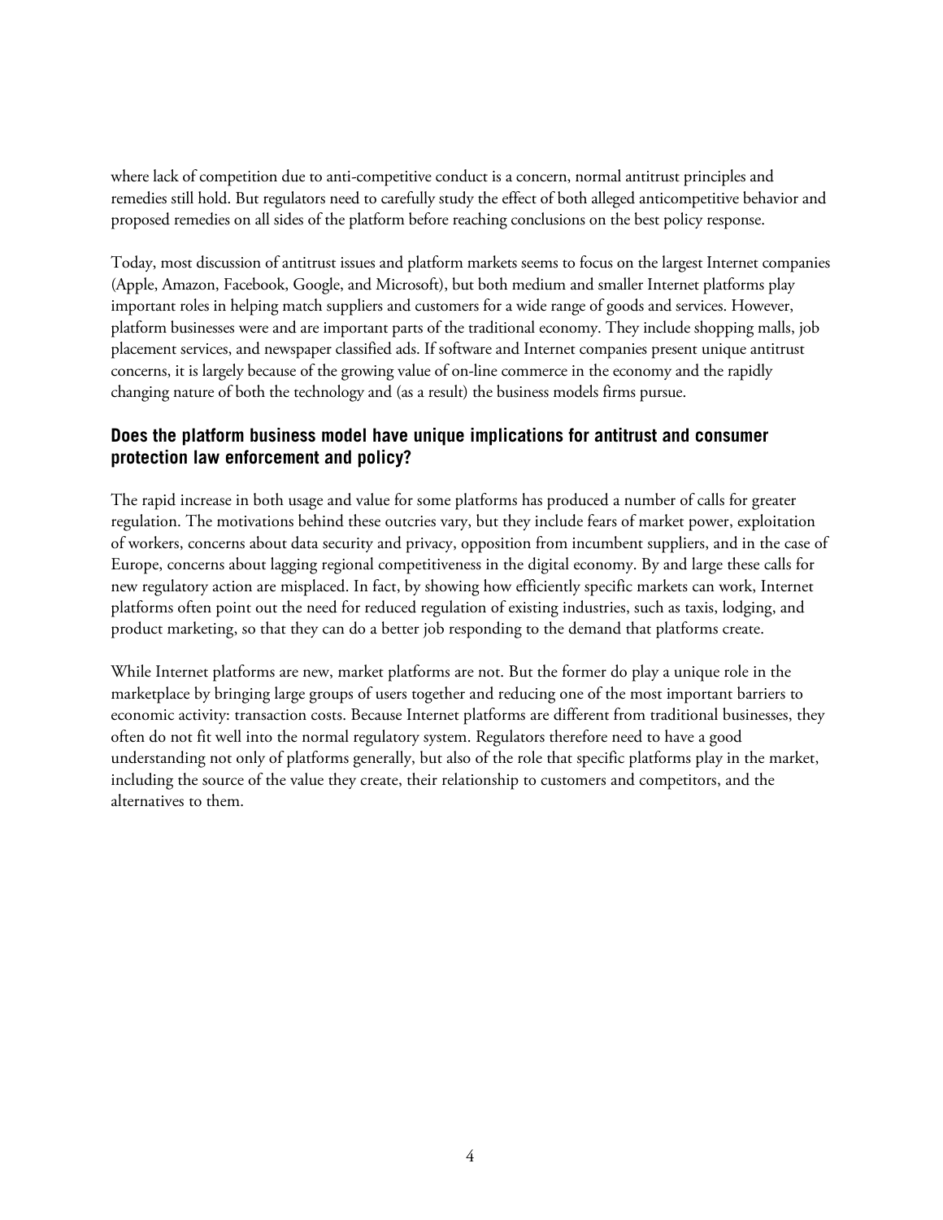where lack of competition due to anti-competitive conduct is a concern, normal antitrust principles and remedies still hold. But regulators need to carefully study the effect of both alleged anticompetitive behavior and proposed remedies on all sides of the platform before reaching conclusions on the best policy response.

Today, most discussion of antitrust issues and platform markets seems to focus on the largest Internet companies (Apple, Amazon, Facebook, Google, and Microsoft), but both medium and smaller Internet platforms play important roles in helping match suppliers and customers for a wide range of goods and services. However, platform businesses were and are important parts of the traditional economy. They include shopping malls, job placement services, and newspaper classified ads. If software and Internet companies present unique antitrust concerns, it is largely because of the growing value of on-line commerce in the economy and the rapidly changing nature of both the technology and (as a result) the business models firms pursue.

### Does the platform business model have unique implications for antitrust and consumer protection law enforcement and policy?

The rapid increase in both usage and value for some platforms has produced a number of calls for greater regulation. The motivations behind these outcries vary, but they include fears of market power, exploitation of workers, concerns about data security and privacy, opposition from incumbent suppliers, and in the case of Europe, concerns about lagging regional competitiveness in the digital economy. By and large these calls for new regulatory action are misplaced. In fact, by showing how efficiently specific markets can work, Internet platforms often point out the need for reduced regulation of existing industries, such as taxis, lodging, and product marketing, so that they can do a better job responding to the demand that platforms create.

While Internet platforms are new, market platforms are not. But the former do play a unique role in the marketplace by bringing large groups of users together and reducing one of the most important barriers to economic activity: transaction costs. Because Internet platforms are different from traditional businesses, they often do not fit well into the normal regulatory system. Regulators therefore need to have a good understanding not only of platforms generally, but also of the role that specific platforms play in the market, including the source of the value they create, their relationship to customers and competitors, and the alternatives to them.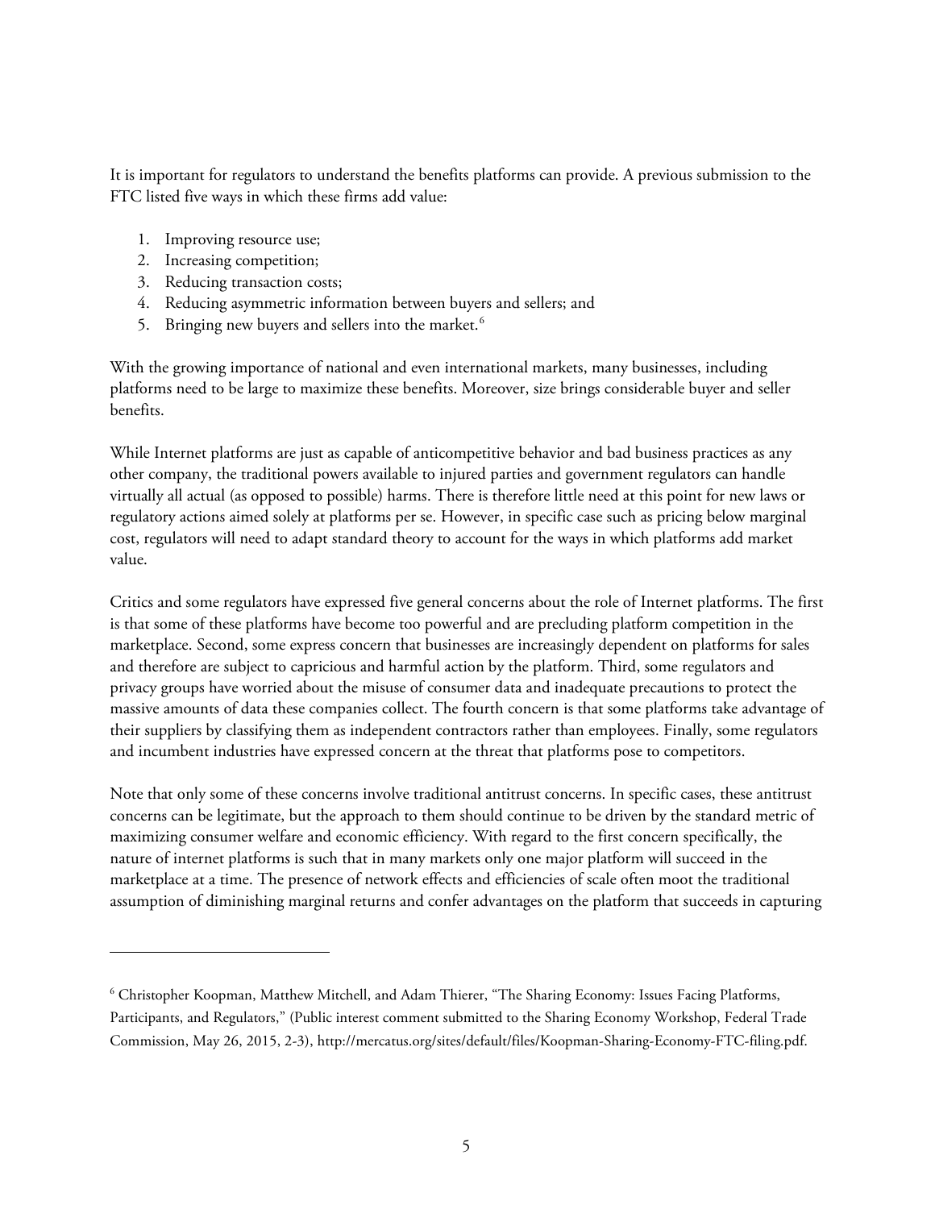It is important for regulators to understand the benefits platforms can provide. A previous submission to the FTC listed five ways in which these firms add value:

1. Improving resource use;
2. Increasing competition;
3. Reducing transaction costs;
4. Reducing asymmetric information between buyers and sellers; and
5. Bringing new buyers and sellers into the market.[6]

With the growing importance of national and even international markets, many businesses, including platforms need to be large to maximize these benefits. Moreover, size brings considerable buyer and seller benefits.

While Internet platforms are just as capable of anticompetitive behavior and bad business practices as any other company, the traditional powers available to injured parties and government regulators can handle virtually all actual (as opposed to possible) harms. There is therefore little need at this point for new laws or regulatory actions aimed solely at platforms per se. However, in specific case such as pricing below marginal cost, regulators will need to adapt standard theory to account for the ways in which platforms add market value.

Critics and some regulators have expressed five general concerns about the role of Internet platforms. The first is that some of these platforms have become too powerful and are precluding platform competition in the marketplace. Second, some express concern that businesses are increasingly dependent on platforms for sales and therefore are subject to capricious and harmful action by the platform. Third, some regulators and privacy groups have worried about the misuse of consumer data and inadequate precautions to protect the massive amounts of data these companies collect. The fourth concern is that some platforms take advantage of their suppliers by classifying them as independent contractors rather than employees. Finally, some regulators and incumbent industries have expressed concern at the threat that platforms pose to competitors.

Note that only some of these concerns involve traditional antitrust concerns. In specific cases, these antitrust concerns can be legitimate, but the approach to them should continue to be driven by the standard metric of maximizing consumer welfare and economic efficiency. With regard to the first concern specifically, the nature of internet platforms is such that in many markets only one major platform will succeed in the marketplace at a time. The presence of network effects and efficiencies of scale often moot the traditional assumption of diminishing marginal returns and confer advantages on the platform that succeeds in capturing

---

[6] Christopher Koopman, Matthew Mitchell, and Adam Thierer, "The Sharing Economy: Issues Facing Platforms, Participants, and Regulators," (Public interest comment submitted to the Sharing Economy Workshop, Federal Trade Commission, May 26, 2015, 2-3), http://mercatus.org/sites/default/files/Koopman-Sharing-Economy-FTC-filing.pdf.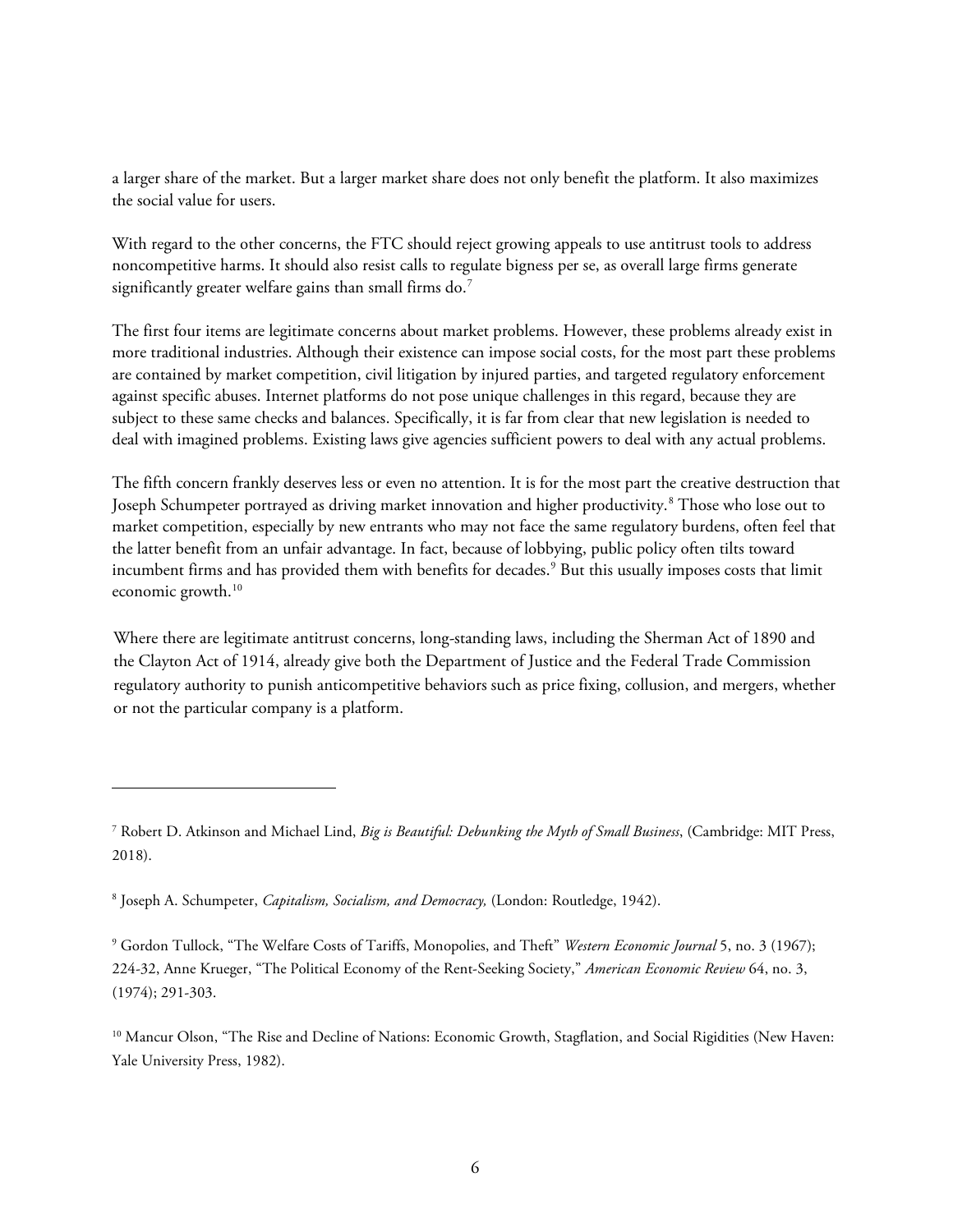a larger share of the market. But a larger market share does not only benefit the platform. It also maximizes the social value for users.

With regard to the other concerns, the FTC should reject growing appeals to use antitrust tools to address noncompetitive harms. It should also resist calls to regulate bigness per se, as overall large firms generate significantly greater welfare gains than small firms do.[7]

The first four items are legitimate concerns about market problems. However, these problems already exist in more traditional industries. Although their existence can impose social costs, for the most part these problems are contained by market competition, civil litigation by injured parties, and targeted regulatory enforcement against specific abuses. Internet platforms do not pose unique challenges in this regard, because they are subject to these same checks and balances. Specifically, it is far from clear that new legislation is needed to deal with imagined problems. Existing laws give agencies sufficient powers to deal with any actual problems.

The fifth concern frankly deserves less or even no attention. It is for the most part the creative destruction that Joseph Schumpeter portrayed as driving market innovation and higher productivity.[8] Those who lose out to market competition, especially by new entrants who may not face the same regulatory burdens, often feel that the latter benefit from an unfair advantage. In fact, because of lobbying, public policy often tilts toward incumbent firms and has provided them with benefits for decades.[9] But this usually imposes costs that limit economic growth.[10]

Where there are legitimate antitrust concerns, long-standing laws, including the Sherman Act of 1890 and the Clayton Act of 1914, already give both the Department of Justice and the Federal Trade Commission regulatory authority to punish anticompetitive behaviors such as price fixing, collusion, and mergers, whether or not the particular company is a platform.

---

[7] Robert D. Atkinson and Michael Lind, *Big is Beautiful: Debunking the Myth of Small Business*, (Cambridge: MIT Press, 2018).

[8] Joseph A. Schumpeter, *Capitalism, Socialism, and Democracy,* (London: Routledge, 1942).

[9] Gordon Tullock, "The Welfare Costs of Tariffs, Monopolies, and Theft" *Western Economic Journal* 5, no. 3 (1967); 224-32, Anne Krueger, "The Political Economy of the Rent-Seeking Society," *American Economic Review* 64, no. 3, (1974); 291-303.

[10] Mancur Olson, "The Rise and Decline of Nations: Economic Growth, Stagflation, and Social Rigidities (New Haven: Yale University Press, 1982).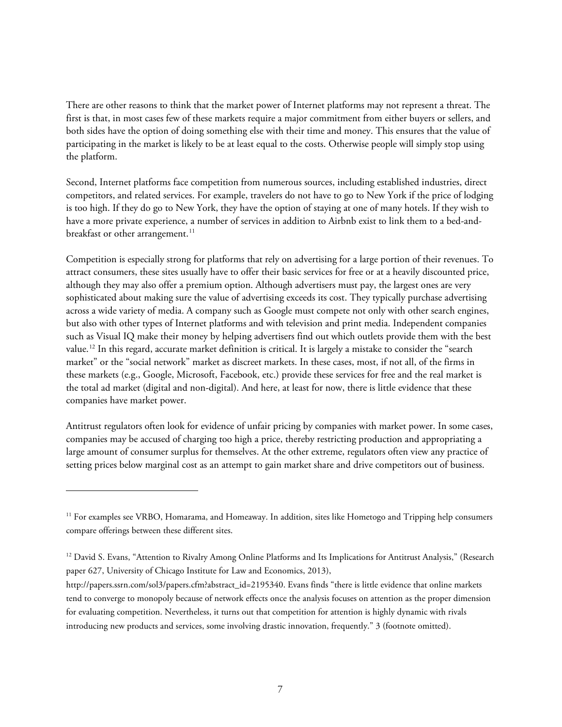There are other reasons to think that the market power of Internet platforms may not represent a threat. The first is that, in most cases few of these markets require a major commitment from either buyers or sellers, and both sides have the option of doing something else with their time and money. This ensures that the value of participating in the market is likely to be at least equal to the costs. Otherwise people will simply stop using the platform.

Second, Internet platforms face competition from numerous sources, including established industries, direct competitors, and related services. For example, travelers do not have to go to New York if the price of lodging is too high. If they do go to New York, they have the option of staying at one of many hotels. If they wish to have a more private experience, a number of services in addition to Airbnb exist to link them to a bed-and-breakfast or other arrangement.[11]

Competition is especially strong for platforms that rely on advertising for a large portion of their revenues. To attract consumers, these sites usually have to offer their basic services for free or at a heavily discounted price, although they may also offer a premium option. Although advertisers must pay, the largest ones are very sophisticated about making sure the value of advertising exceeds its cost. They typically purchase advertising across a wide variety of media. A company such as Google must compete not only with other search engines, but also with other types of Internet platforms and with television and print media. Independent companies such as Visual IQ make their money by helping advertisers find out which outlets provide them with the best value.[12] In this regard, accurate market definition is critical. It is largely a mistake to consider the "search market" or the "social network" market as discreet markets. In these cases, most, if not all, of the firms in these markets (e.g., Google, Microsoft, Facebook, etc.) provide these services for free and the real market is the total ad market (digital and non-digital). And here, at least for now, there is little evidence that these companies have market power.

Antitrust regulators often look for evidence of unfair pricing by companies with market power. In some cases, companies may be accused of charging too high a price, thereby restricting production and appropriating a large amount of consumer surplus for themselves. At the other extreme, regulators often view any practice of setting prices below marginal cost as an attempt to gain market share and drive competitors out of business.

---

[11] For examples see VRBO, Homarama, and Homeaway. In addition, sites like Hometogo and Tripping help consumers compare offerings between these different sites.

[12] David S. Evans, "Attention to Rivalry Among Online Platforms and Its Implications for Antitrust Analysis," (Research paper 627, University of Chicago Institute for Law and Economics, 2013), http://papers.ssrn.com/sol3/papers.cfm?abstract_id=2195340. Evans finds "there is little evidence that online markets tend to converge to monopoly because of network effects once the analysis focuses on attention as the proper dimension for evaluating competition. Nevertheless, it turns out that competition for attention is highly dynamic with rivals introducing new products and services, some involving drastic innovation, frequently." 3 (footnote omitted).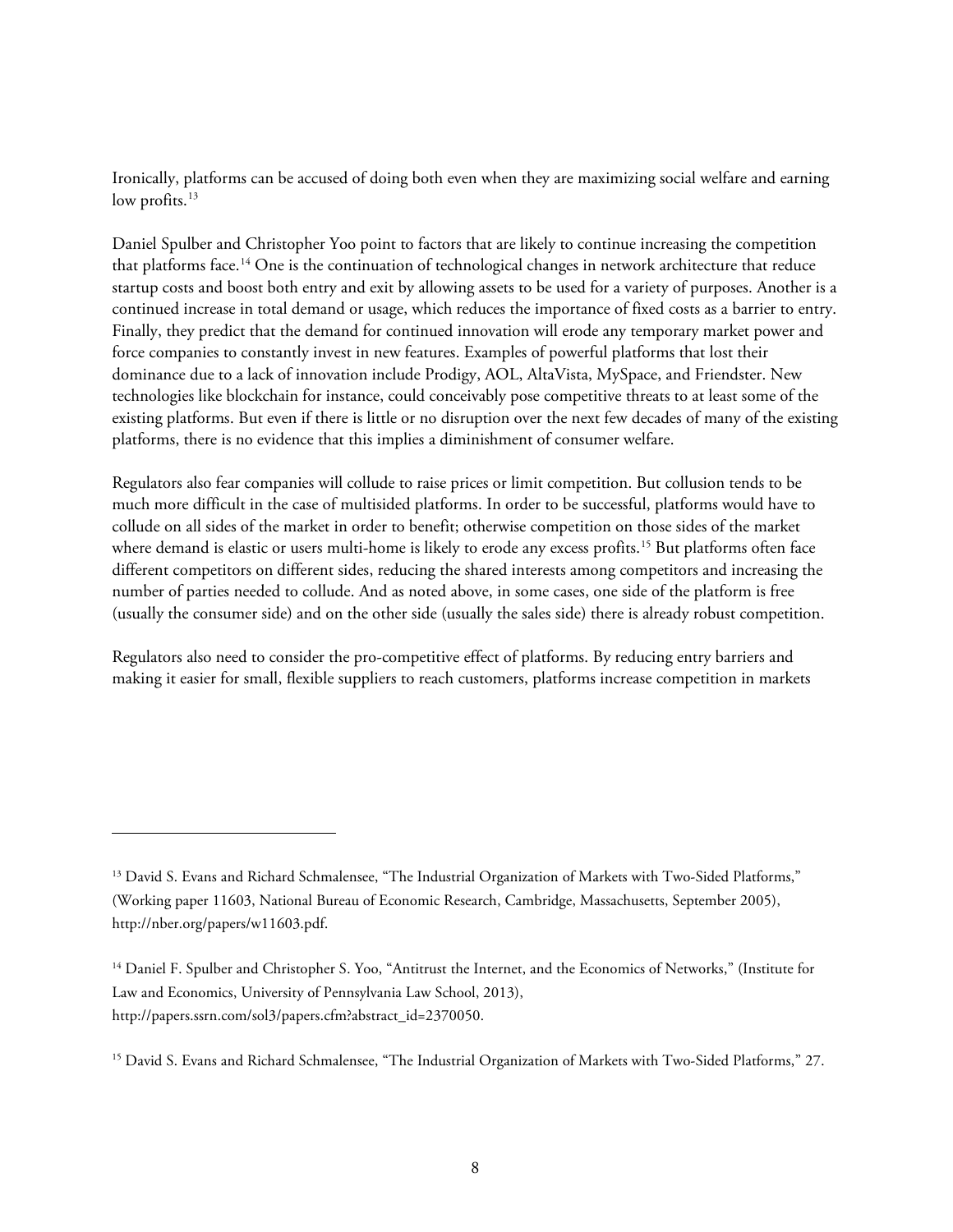Ironically, platforms can be accused of doing both even when they are maximizing social welfare and earning low profits.[13]

Daniel Spulber and Christopher Yoo point to factors that are likely to continue increasing the competition that platforms face.[14] One is the continuation of technological changes in network architecture that reduce startup costs and boost both entry and exit by allowing assets to be used for a variety of purposes. Another is a continued increase in total demand or usage, which reduces the importance of fixed costs as a barrier to entry. Finally, they predict that the demand for continued innovation will erode any temporary market power and force companies to constantly invest in new features. Examples of powerful platforms that lost their dominance due to a lack of innovation include Prodigy, AOL, AltaVista, MySpace, and Friendster. New technologies like blockchain for instance, could conceivably pose competitive threats to at least some of the existing platforms. But even if there is little or no disruption over the next few decades of many of the existing platforms, there is no evidence that this implies a diminishment of consumer welfare.

Regulators also fear companies will collude to raise prices or limit competition. But collusion tends to be much more difficult in the case of multisided platforms. In order to be successful, platforms would have to collude on all sides of the market in order to benefit; otherwise competition on those sides of the market where demand is elastic or users multi-home is likely to erode any excess profits.[15] But platforms often face different competitors on different sides, reducing the shared interests among competitors and increasing the number of parties needed to collude. And as noted above, in some cases, one side of the platform is free (usually the consumer side) and on the other side (usually the sales side) there is already robust competition.

Regulators also need to consider the pro-competitive effect of platforms. By reducing entry barriers and making it easier for small, flexible suppliers to reach customers, platforms increase competition in markets

---

[13] David S. Evans and Richard Schmalensee, "The Industrial Organization of Markets with Two-Sided Platforms," (Working paper 11603, National Bureau of Economic Research, Cambridge, Massachusetts, September 2005), http://nber.org/papers/w11603.pdf.

[14] Daniel F. Spulber and Christopher S. Yoo, "Antitrust the Internet, and the Economics of Networks," (Institute for Law and Economics, University of Pennsylvania Law School, 2013), http://papers.ssrn.com/sol3/papers.cfm?abstract_id=2370050.

[15] David S. Evans and Richard Schmalensee, "The Industrial Organization of Markets with Two-Sided Platforms," 27.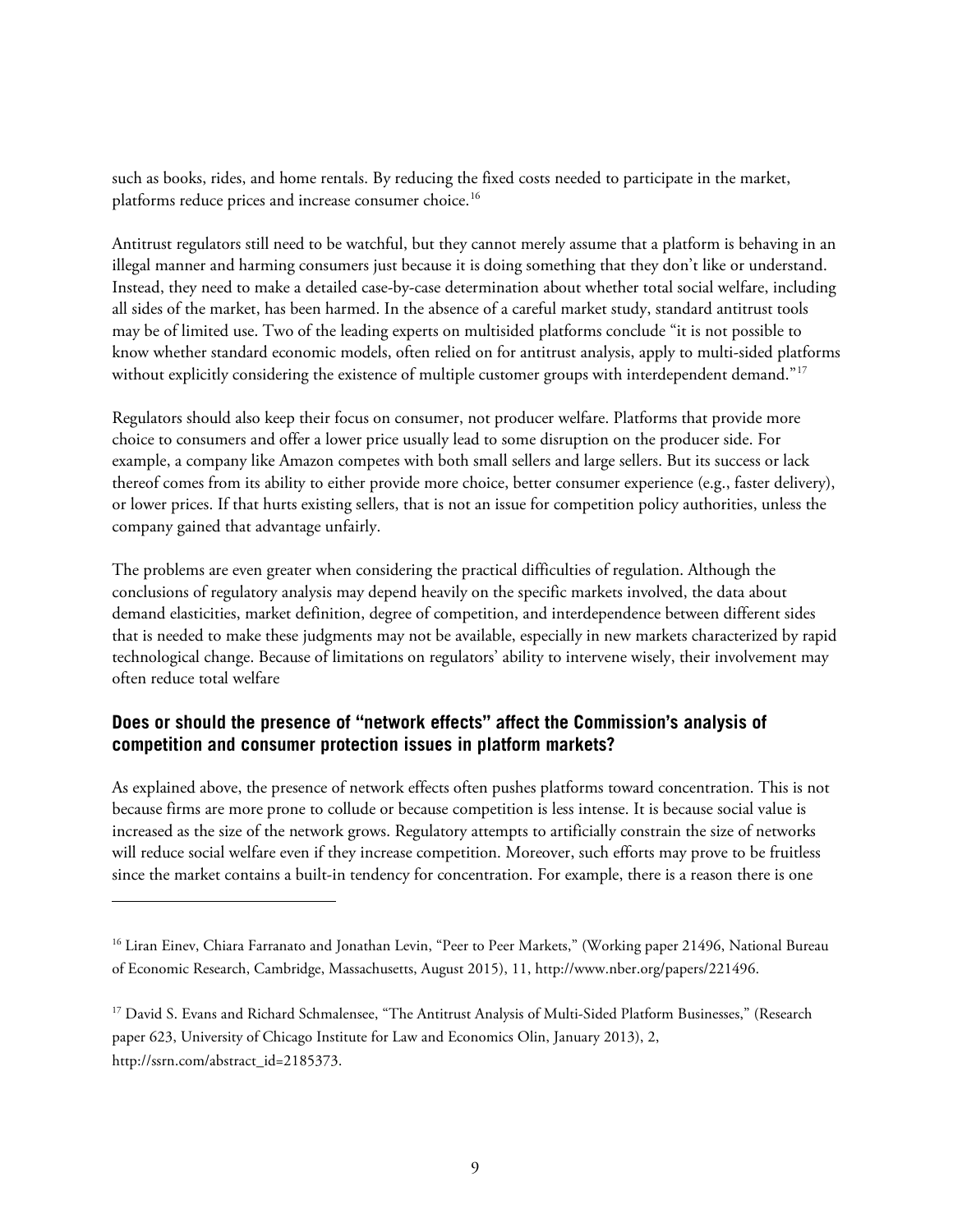such as books, rides, and home rentals. By reducing the fixed costs needed to participate in the market, platforms reduce prices and increase consumer choice.[16]

Antitrust regulators still need to be watchful, but they cannot merely assume that a platform is behaving in an illegal manner and harming consumers just because it is doing something that they don't like or understand. Instead, they need to make a detailed case-by-case determination about whether total social welfare, including all sides of the market, has been harmed. In the absence of a careful market study, standard antitrust tools may be of limited use. Two of the leading experts on multisided platforms conclude "it is not possible to know whether standard economic models, often relied on for antitrust analysis, apply to multi-sided platforms without explicitly considering the existence of multiple customer groups with interdependent demand."[17]

Regulators should also keep their focus on consumer, not producer welfare. Platforms that provide more choice to consumers and offer a lower price usually lead to some disruption on the producer side. For example, a company like Amazon competes with both small sellers and large sellers. But its success or lack thereof comes from its ability to either provide more choice, better consumer experience (e.g., faster delivery), or lower prices. If that hurts existing sellers, that is not an issue for competition policy authorities, unless the company gained that advantage unfairly.

The problems are even greater when considering the practical difficulties of regulation. Although the conclusions of regulatory analysis may depend heavily on the specific markets involved, the data about demand elasticities, market definition, degree of competition, and interdependence between different sides that is needed to make these judgments may not be available, especially in new markets characterized by rapid technological change. Because of limitations on regulators' ability to intervene wisely, their involvement may often reduce total welfare

### Does or should the presence of "network effects" affect the Commission's analysis of competition and consumer protection issues in platform markets?

As explained above, the presence of network effects often pushes platforms toward concentration. This is not because firms are more prone to collude or because competition is less intense. It is because social value is increased as the size of the network grows. Regulatory attempts to artificially constrain the size of networks will reduce social welfare even if they increase competition. Moreover, such efforts may prove to be fruitless since the market contains a built-in tendency for concentration. For example, there is a reason there is one

---

[16] Liran Einev, Chiara Farranato and Jonathan Levin, "Peer to Peer Markets," (Working paper 21496, National Bureau of Economic Research, Cambridge, Massachusetts, August 2015), 11, http://www.nber.org/papers/221496.

[17] David S. Evans and Richard Schmalensee, "The Antitrust Analysis of Multi-Sided Platform Businesses," (Research paper 623, University of Chicago Institute for Law and Economics Olin, January 2013), 2, http://ssrn.com/abstract_id=2185373.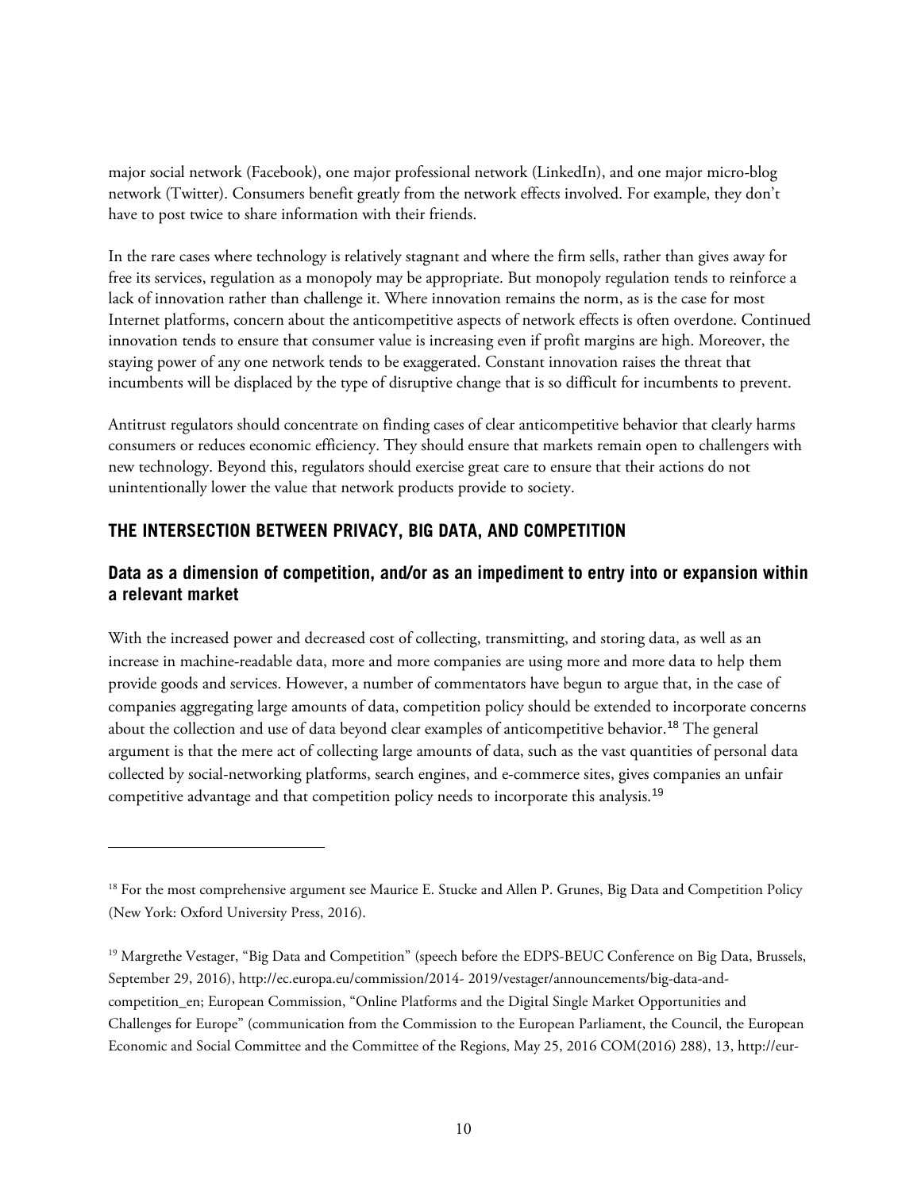major social network (Facebook), one major professional network (LinkedIn), and one major micro-blog network (Twitter). Consumers benefit greatly from the network effects involved. For example, they don't have to post twice to share information with their friends.

In the rare cases where technology is relatively stagnant and where the firm sells, rather than gives away for free its services, regulation as a monopoly may be appropriate. But monopoly regulation tends to reinforce a lack of innovation rather than challenge it. Where innovation remains the norm, as is the case for most Internet platforms, concern about the anticompetitive aspects of network effects is often overdone. Continued innovation tends to ensure that consumer value is increasing even if profit margins are high. Moreover, the staying power of any one network tends to be exaggerated. Constant innovation raises the threat that incumbents will be displaced by the type of disruptive change that is so difficult for incumbents to prevent.

Antitrust regulators should concentrate on finding cases of clear anticompetitive behavior that clearly harms consumers or reduces economic efficiency. They should ensure that markets remain open to challengers with new technology. Beyond this, regulators should exercise great care to ensure that their actions do not unintentionally lower the value that network products provide to society.

## THE INTERSECTION BETWEEN PRIVACY, BIG DATA, AND COMPETITION

### Data as a dimension of competition, and/or as an impediment to entry into or expansion within a relevant market

With the increased power and decreased cost of collecting, transmitting, and storing data, as well as an increase in machine-readable data, more and more companies are using more and more data to help them provide goods and services. However, a number of commentators have begun to argue that, in the case of companies aggregating large amounts of data, competition policy should be extended to incorporate concerns about the collection and use of data beyond clear examples of anticompetitive behavior.[18] The general argument is that the mere act of collecting large amounts of data, such as the vast quantities of personal data collected by social-networking platforms, search engines, and e-commerce sites, gives companies an unfair competitive advantage and that competition policy needs to incorporate this analysis.[19]

---

[18] For the most comprehensive argument see Maurice E. Stucke and Allen P. Grunes, Big Data and Competition Policy (New York: Oxford University Press, 2016).

[19] Margrethe Vestager, "Big Data and Competition" (speech before the EDPS-BEUC Conference on Big Data, Brussels, September 29, 2016), http://ec.europa.eu/commission/2014- 2019/vestager/announcements/big-data-and-competition_en; European Commission, "Online Platforms and the Digital Single Market Opportunities and Challenges for Europe" (communication from the Commission to the European Parliament, the Council, the European Economic and Social Committee and the Committee of the Regions, May 25, 2016 COM(2016) 288), 13, http://eur-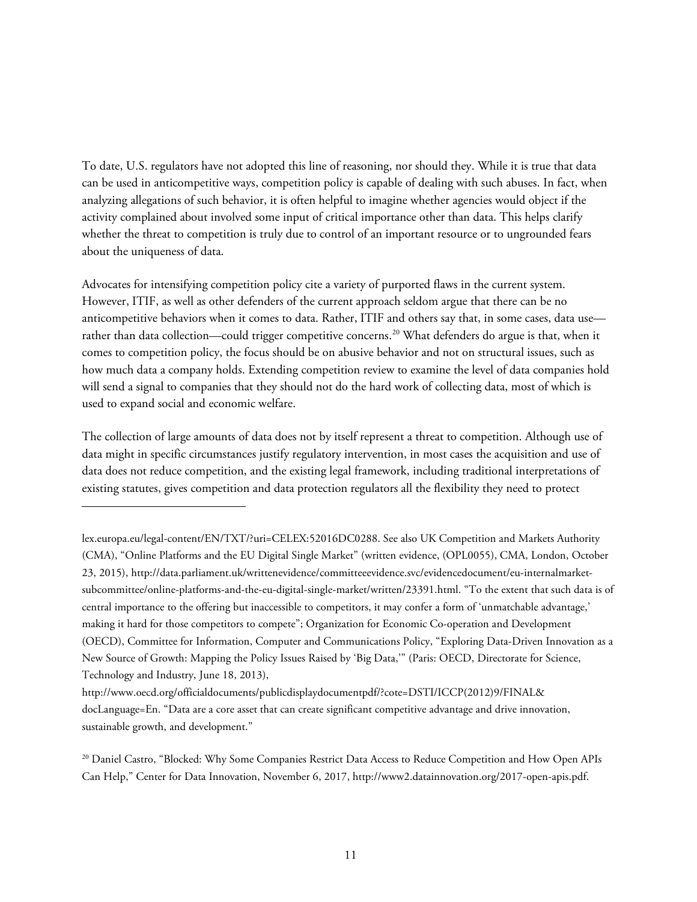To date, U.S. regulators have not adopted this line of reasoning, nor should they. While it is true that data can be used in anticompetitive ways, competition policy is capable of dealing with such abuses. In fact, when analyzing allegations of such behavior, it is often helpful to imagine whether agencies would object if the activity complained about involved some input of critical importance other than data. This helps clarify whether the threat to competition is truly due to control of an important resource or to ungrounded fears about the uniqueness of data.

Advocates for intensifying competition policy cite a variety of purported flaws in the current system. However, ITIF, as well as other defenders of the current approach seldom argue that there can be no anticompetitive behaviors when it comes to data. Rather, ITIF and others say that, in some cases, data use—rather than data collection—could trigger competitive concerns.[20] What defenders do argue is that, when it comes to competition policy, the focus should be on abusive behavior and not on structural issues, such as how much data a company holds. Extending competition review to examine the level of data companies hold will send a signal to companies that they should not do the hard work of collecting data, most of which is used to expand social and economic welfare.

The collection of large amounts of data does not by itself represent a threat to competition. Although use of data might in specific circumstances justify regulatory intervention, in most cases the acquisition and use of data does not reduce competition, and the existing legal framework, including traditional interpretations of existing statutes, gives competition and data protection regulators all the flexibility they need to protect

---

lex.europa.eu/legal-content/EN/TXT/?uri=CELEX:52016DC0288. See also UK Competition and Markets Authority (CMA), "Online Platforms and the EU Digital Single Market" (written evidence, (OPL0055), CMA, London, October 23, 2015), http://data.parliament.uk/writtenevidence/committeeevidence.svc/evidencedocument/eu-internalmarket-subcommittee/online-platforms-and-the-eu-digital-single-market/written/23391.html. "To the extent that such data is of central importance to the offering but inaccessible to competitors, it may confer a form of 'unmatchable advantage,' making it hard for those competitors to compete"; Organization for Economic Co-operation and Development (OECD), Committee for Information, Computer and Communications Policy, "Exploring Data-Driven Innovation as a New Source of Growth: Mapping the Policy Issues Raised by 'Big Data,'" (Paris: OECD, Directorate for Science, Technology and Industry, June 18, 2013), http://www.oecd.org/officialdocuments/publicdisplaydocumentpdf/?cote=DSTI/ICCP(2012)9/FINAL&docLanguage=En. "Data are a core asset that can create significant competitive advantage and drive innovation, sustainable growth, and development."

[20] Daniel Castro, "Blocked: Why Some Companies Restrict Data Access to Reduce Competition and How Open APIs Can Help," Center for Data Innovation, November 6, 2017, http://www2.datainnovation.org/2017-open-apis.pdf.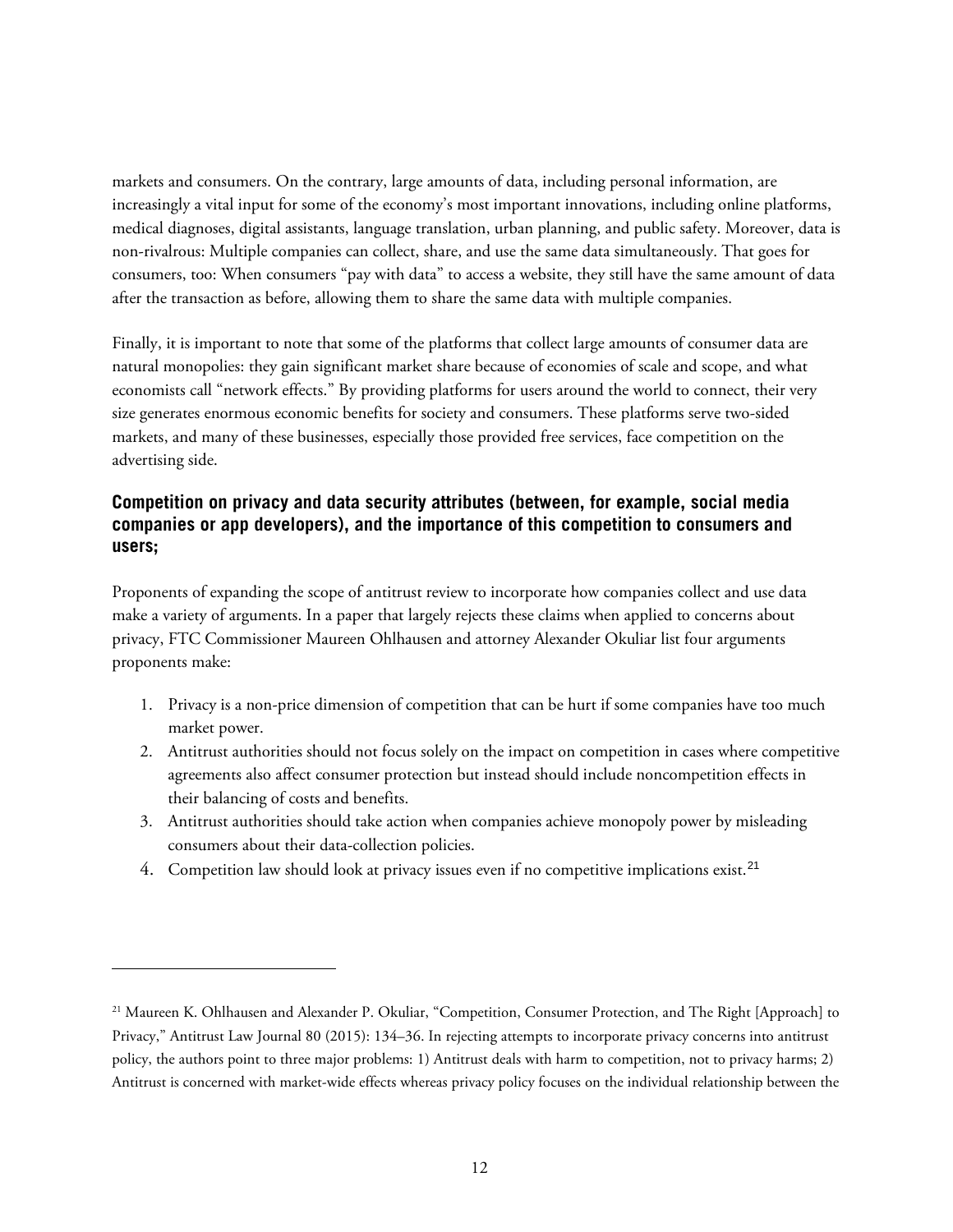markets and consumers. On the contrary, large amounts of data, including personal information, are increasingly a vital input for some of the economy's most important innovations, including online platforms, medical diagnoses, digital assistants, language translation, urban planning, and public safety. Moreover, data is non-rivalrous: Multiple companies can collect, share, and use the same data simultaneously. That goes for consumers, too: When consumers "pay with data" to access a website, they still have the same amount of data after the transaction as before, allowing them to share the same data with multiple companies.

Finally, it is important to note that some of the platforms that collect large amounts of consumer data are natural monopolies: they gain significant market share because of economies of scale and scope, and what economists call "network effects." By providing platforms for users around the world to connect, their very size generates enormous economic benefits for society and consumers. These platforms serve two-sided markets, and many of these businesses, especially those provided free services, face competition on the advertising side.

### Competition on privacy and data security attributes (between, for example, social media companies or app developers), and the importance of this competition to consumers and users;

Proponents of expanding the scope of antitrust review to incorporate how companies collect and use data make a variety of arguments. In a paper that largely rejects these claims when applied to concerns about privacy, FTC Commissioner Maureen Ohlhausen and attorney Alexander Okuliar list four arguments proponents make:

1. Privacy is a non-price dimension of competition that can be hurt if some companies have too much market power.
2. Antitrust authorities should not focus solely on the impact on competition in cases where competitive agreements also affect consumer protection but instead should include noncompetition effects in their balancing of costs and benefits.
3. Antitrust authorities should take action when companies achieve monopoly power by misleading consumers about their data-collection policies.
4. Competition law should look at privacy issues even if no competitive implications exist.[21]

---

[21] Maureen K. Ohlhausen and Alexander P. Okuliar, "Competition, Consumer Protection, and The Right [Approach] to Privacy," Antitrust Law Journal 80 (2015): 134–36. In rejecting attempts to incorporate privacy concerns into antitrust policy, the authors point to three major problems: 1) Antitrust deals with harm to competition, not to privacy harms; 2) Antitrust is concerned with market-wide effects whereas privacy policy focuses on the individual relationship between the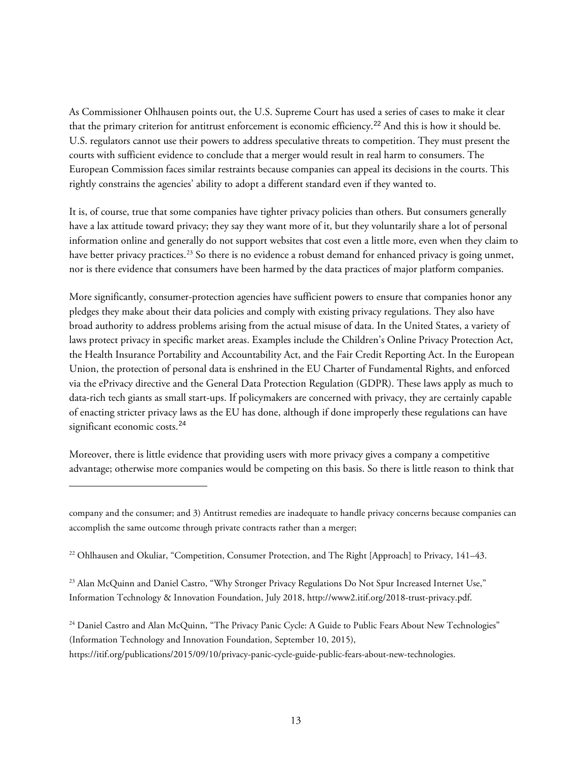As Commissioner Ohlhausen points out, the U.S. Supreme Court has used a series of cases to make it clear that the primary criterion for antitrust enforcement is economic efficiency.[22] And this is how it should be. U.S. regulators cannot use their powers to address speculative threats to competition. They must present the courts with sufficient evidence to conclude that a merger would result in real harm to consumers. The European Commission faces similar restraints because companies can appeal its decisions in the courts. This rightly constrains the agencies' ability to adopt a different standard even if they wanted to.

It is, of course, true that some companies have tighter privacy policies than others. But consumers generally have a lax attitude toward privacy; they say they want more of it, but they voluntarily share a lot of personal information online and generally do not support websites that cost even a little more, even when they claim to have better privacy practices.[23] So there is no evidence a robust demand for enhanced privacy is going unmet, nor is there evidence that consumers have been harmed by the data practices of major platform companies.

More significantly, consumer-protection agencies have sufficient powers to ensure that companies honor any pledges they make about their data policies and comply with existing privacy regulations. They also have broad authority to address problems arising from the actual misuse of data. In the United States, a variety of laws protect privacy in specific market areas. Examples include the Children's Online Privacy Protection Act, the Health Insurance Portability and Accountability Act, and the Fair Credit Reporting Act. In the European Union, the protection of personal data is enshrined in the EU Charter of Fundamental Rights, and enforced via the ePrivacy directive and the General Data Protection Regulation (GDPR). These laws apply as much to data-rich tech giants as small start-ups. If policymakers are concerned with privacy, they are certainly capable of enacting stricter privacy laws as the EU has done, although if done improperly these regulations can have significant economic costs.[24]

Moreover, there is little evidence that providing users with more privacy gives a company a competitive advantage; otherwise more companies would be competing on this basis. So there is little reason to think that

---

company and the consumer; and 3) Antitrust remedies are inadequate to handle privacy concerns because companies can accomplish the same outcome through private contracts rather than a merger;

[22] Ohlhausen and Okuliar, "Competition, Consumer Protection, and The Right [Approach] to Privacy, 141–43.

[23] Alan McQuinn and Daniel Castro, "Why Stronger Privacy Regulations Do Not Spur Increased Internet Use," Information Technology & Innovation Foundation, July 2018, http://www2.itif.org/2018-trust-privacy.pdf.

[24] Daniel Castro and Alan McQuinn, "The Privacy Panic Cycle: A Guide to Public Fears About New Technologies" (Information Technology and Innovation Foundation, September 10, 2015), https://itif.org/publications/2015/09/10/privacy-panic-cycle-guide-public-fears-about-new-technologies.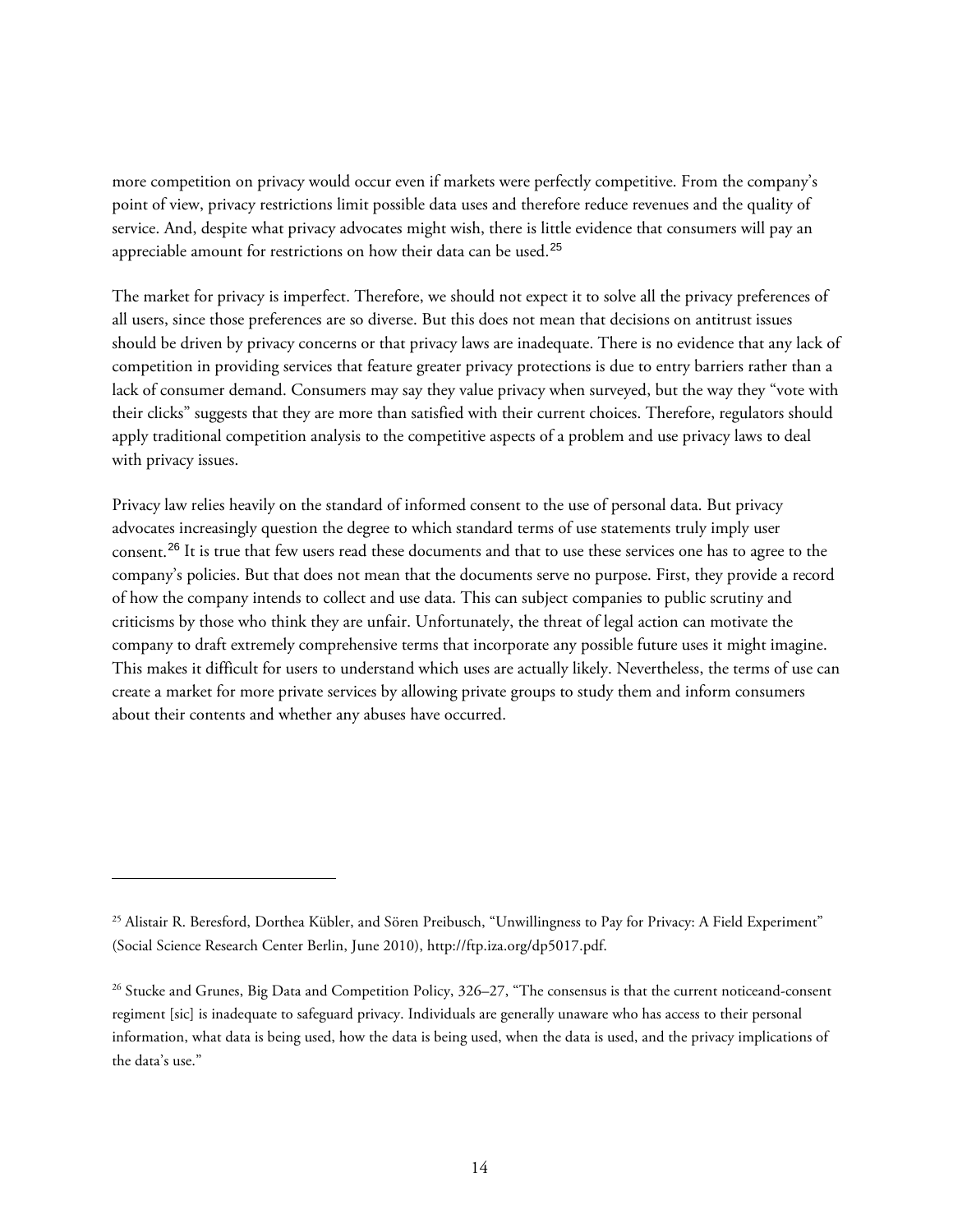more competition on privacy would occur even if markets were perfectly competitive. From the company's point of view, privacy restrictions limit possible data uses and therefore reduce revenues and the quality of service. And, despite what privacy advocates might wish, there is little evidence that consumers will pay an appreciable amount for restrictions on how their data can be used.[25]

The market for privacy is imperfect. Therefore, we should not expect it to solve all the privacy preferences of all users, since those preferences are so diverse. But this does not mean that decisions on antitrust issues should be driven by privacy concerns or that privacy laws are inadequate. There is no evidence that any lack of competition in providing services that feature greater privacy protections is due to entry barriers rather than a lack of consumer demand. Consumers may say they value privacy when surveyed, but the way they "vote with their clicks" suggests that they are more than satisfied with their current choices. Therefore, regulators should apply traditional competition analysis to the competitive aspects of a problem and use privacy laws to deal with privacy issues.

Privacy law relies heavily on the standard of informed consent to the use of personal data. But privacy advocates increasingly question the degree to which standard terms of use statements truly imply user consent.[26] It is true that few users read these documents and that to use these services one has to agree to the company's policies. But that does not mean that the documents serve no purpose. First, they provide a record of how the company intends to collect and use data. This can subject companies to public scrutiny and criticisms by those who think they are unfair. Unfortunately, the threat of legal action can motivate the company to draft extremely comprehensive terms that incorporate any possible future uses it might imagine. This makes it difficult for users to understand which uses are actually likely. Nevertheless, the terms of use can create a market for more private services by allowing private groups to study them and inform consumers about their contents and whether any abuses have occurred.

---

[25] Alistair R. Beresford, Dorthea Kübler, and Sören Preibusch, "Unwillingness to Pay for Privacy: A Field Experiment" (Social Science Research Center Berlin, June 2010), http://ftp.iza.org/dp5017.pdf.

[26] Stucke and Grunes, Big Data and Competition Policy, 326–27, "The consensus is that the current noticeand-consent regiment [sic] is inadequate to safeguard privacy. Individuals are generally unaware who has access to their personal information, what data is being used, how the data is being used, when the data is used, and the privacy implications of the data's use."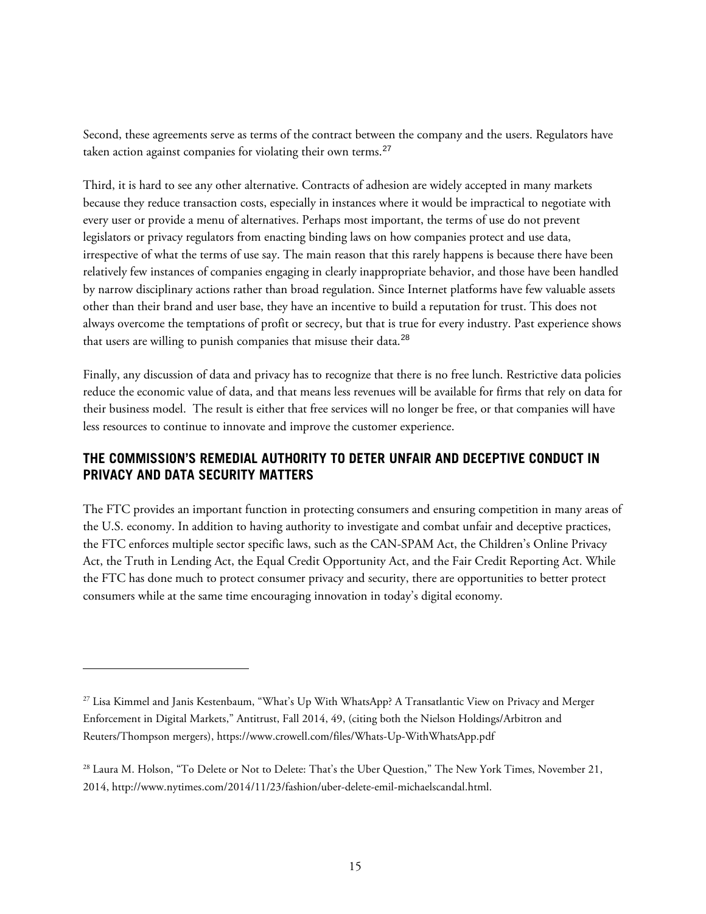Second, these agreements serve as terms of the contract between the company and the users. Regulators have taken action against companies for violating their own terms.[27]

Third, it is hard to see any other alternative. Contracts of adhesion are widely accepted in many markets because they reduce transaction costs, especially in instances where it would be impractical to negotiate with every user or provide a menu of alternatives. Perhaps most important, the terms of use do not prevent legislators or privacy regulators from enacting binding laws on how companies protect and use data, irrespective of what the terms of use say. The main reason that this rarely happens is because there have been relatively few instances of companies engaging in clearly inappropriate behavior, and those have been handled by narrow disciplinary actions rather than broad regulation. Since Internet platforms have few valuable assets other than their brand and user base, they have an incentive to build a reputation for trust. This does not always overcome the temptations of profit or secrecy, but that is true for every industry. Past experience shows that users are willing to punish companies that misuse their data.[28]

Finally, any discussion of data and privacy has to recognize that there is no free lunch. Restrictive data policies reduce the economic value of data, and that means less revenues will be available for firms that rely on data for their business model. The result is either that free services will no longer be free, or that companies will have less resources to continue to innovate and improve the customer experience.

## THE COMMISSION'S REMEDIAL AUTHORITY TO DETER UNFAIR AND DECEPTIVE CONDUCT IN PRIVACY AND DATA SECURITY MATTERS

The FTC provides an important function in protecting consumers and ensuring competition in many areas of the U.S. economy. In addition to having authority to investigate and combat unfair and deceptive practices, the FTC enforces multiple sector specific laws, such as the CAN-SPAM Act, the Children's Online Privacy Act, the Truth in Lending Act, the Equal Credit Opportunity Act, and the Fair Credit Reporting Act. While the FTC has done much to protect consumer privacy and security, there are opportunities to better protect consumers while at the same time encouraging innovation in today's digital economy.

---

[27] Lisa Kimmel and Janis Kestenbaum, "What's Up With WhatsApp? A Transatlantic View on Privacy and Merger Enforcement in Digital Markets," Antitrust, Fall 2014, 49, (citing both the Nielson Holdings/Arbitron and Reuters/Thompson mergers), https://www.crowell.com/files/Whats-Up-WithWhatsApp.pdf

[28] Laura M. Holson, "To Delete or Not to Delete: That's the Uber Question," The New York Times, November 21, 2014, http://www.nytimes.com/2014/11/23/fashion/uber-delete-emil-michaelscandal.html.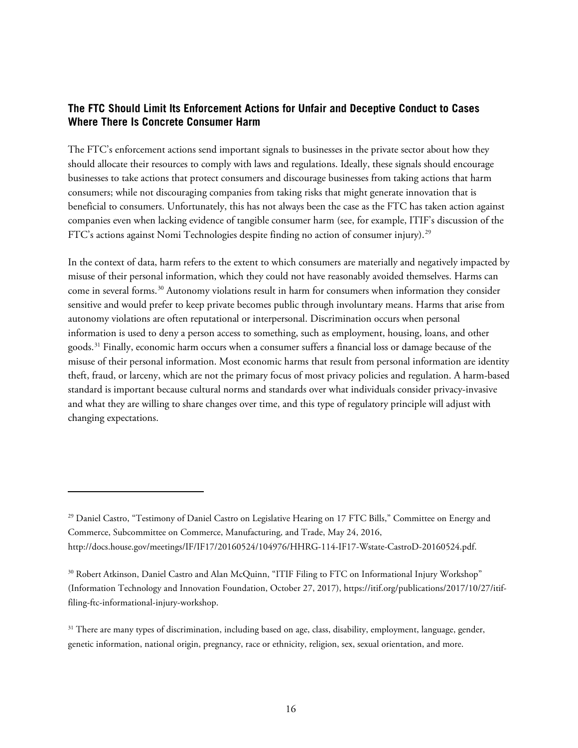### The FTC Should Limit Its Enforcement Actions for Unfair and Deceptive Conduct to Cases Where There Is Concrete Consumer Harm

The FTC's enforcement actions send important signals to businesses in the private sector about how they should allocate their resources to comply with laws and regulations. Ideally, these signals should encourage businesses to take actions that protect consumers and discourage businesses from taking actions that harm consumers; while not discouraging companies from taking risks that might generate innovation that is beneficial to consumers. Unfortunately, this has not always been the case as the FTC has taken action against companies even when lacking evidence of tangible consumer harm (see, for example, ITIF's discussion of the FTC's actions against Nomi Technologies despite finding no action of consumer injury).[29]

In the context of data, harm refers to the extent to which consumers are materially and negatively impacted by misuse of their personal information, which they could not have reasonably avoided themselves. Harms can come in several forms.[30] Autonomy violations result in harm for consumers when information they consider sensitive and would prefer to keep private becomes public through involuntary means. Harms that arise from autonomy violations are often reputational or interpersonal. Discrimination occurs when personal information is used to deny a person access to something, such as employment, housing, loans, and other goods.[31] Finally, economic harm occurs when a consumer suffers a financial loss or damage because of the misuse of their personal information. Most economic harms that result from personal information are identity theft, fraud, or larceny, which are not the primary focus of most privacy policies and regulation. A harm-based standard is important because cultural norms and standards over what individuals consider privacy-invasive and what they are willing to share changes over time, and this type of regulatory principle will adjust with changing expectations.

---

[29] Daniel Castro, "Testimony of Daniel Castro on Legislative Hearing on 17 FTC Bills," Committee on Energy and Commerce, Subcommittee on Commerce, Manufacturing, and Trade, May 24, 2016, http://docs.house.gov/meetings/IF/IF17/20160524/104976/HHRG-114-IF17-Wstate-CastroD-20160524.pdf.

[30] Robert Atkinson, Daniel Castro and Alan McQuinn, "ITIF Filing to FTC on Informational Injury Workshop" (Information Technology and Innovation Foundation, October 27, 2017), https://itif.org/publications/2017/10/27/itif-filing-ftc-informational-injury-workshop.

[31] There are many types of discrimination, including based on age, class, disability, employment, language, gender, genetic information, national origin, pregnancy, race or ethnicity, religion, sex, sexual orientation, and more.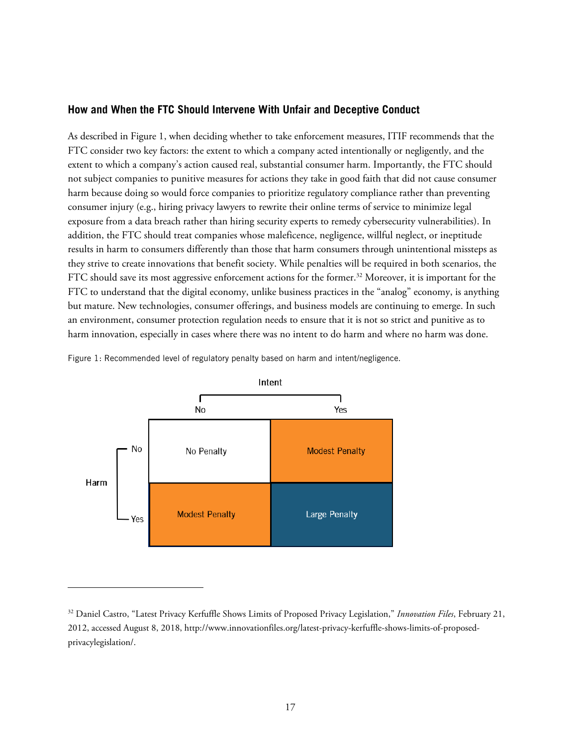### How and When the FTC Should Intervene With Unfair and Deceptive Conduct

As described in Figure 1, when deciding whether to take enforcement measures, ITIF recommends that the FTC consider two key factors: the extent to which a company acted intentionally or negligently, and the extent to which a company's action caused real, substantial consumer harm. Importantly, the FTC should not subject companies to punitive measures for actions they take in good faith that did not cause consumer harm because doing so would force companies to prioritize regulatory compliance rather than preventing consumer injury (e.g., hiring privacy lawyers to rewrite their online terms of service to minimize legal exposure from a data breach rather than hiring security experts to remedy cybersecurity vulnerabilities). In addition, the FTC should treat companies whose maleficence, negligence, willful neglect, or ineptitude results in harm to consumers differently than those that harm consumers through unintentional missteps as they strive to create innovations that benefit society. While penalties will be required in both scenarios, the FTC should save its most aggressive enforcement actions for the former.[32] Moreover, it is important for the FTC to understand that the digital economy, unlike business practices in the "analog" economy, is anything but mature. New technologies, consumer offerings, and business models are continuing to emerge. In such an environment, consumer protection regulation needs to ensure that it is not so strict and punitive as to harm innovation, especially in cases where there was no intent to do harm and where no harm was done.

Figure 1: Recommended level of regulatory penalty based on harm and intent/negligence.

| Harm \ Intent | No | Yes |
| --- | --- | --- |
| No | No Penalty | Modest Penalty |
| Yes | Modest Penalty | Large Penalty |

[32] Daniel Castro, "Latest Privacy Kerfuffle Shows Limits of Proposed Privacy Legislation," *Innovation Files*, February 21, 2012, accessed August 8, 2018, http://www.innovationfiles.org/latest-privacy-kerfuffle-shows-limits-of-proposed-privacylegislation/.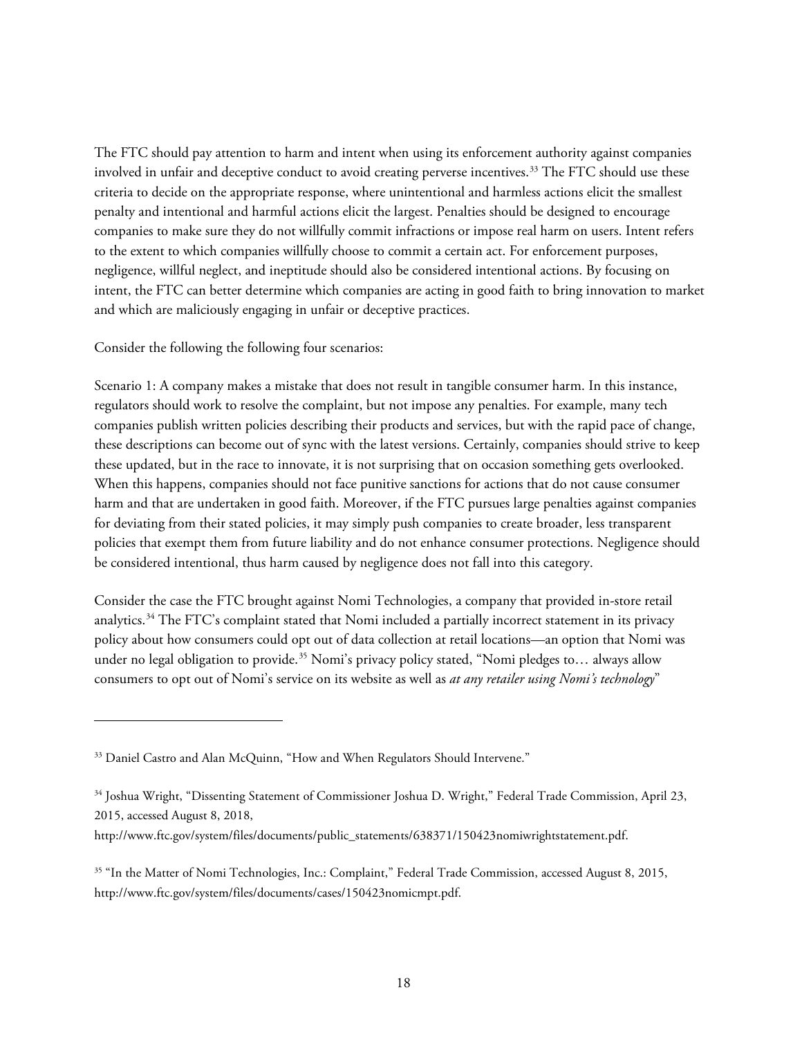The FTC should pay attention to harm and intent when using its enforcement authority against companies involved in unfair and deceptive conduct to avoid creating perverse incentives.[33] The FTC should use these criteria to decide on the appropriate response, where unintentional and harmless actions elicit the smallest penalty and intentional and harmful actions elicit the largest. Penalties should be designed to encourage companies to make sure they do not willfully commit infractions or impose real harm on users. Intent refers to the extent to which companies willfully choose to commit a certain act. For enforcement purposes, negligence, willful neglect, and ineptitude should also be considered intentional actions. By focusing on intent, the FTC can better determine which companies are acting in good faith to bring innovation to market and which are maliciously engaging in unfair or deceptive practices.

Consider the following the following four scenarios:

Scenario 1: A company makes a mistake that does not result in tangible consumer harm. In this instance, regulators should work to resolve the complaint, but not impose any penalties. For example, many tech companies publish written policies describing their products and services, but with the rapid pace of change, these descriptions can become out of sync with the latest versions. Certainly, companies should strive to keep these updated, but in the race to innovate, it is not surprising that on occasion something gets overlooked. When this happens, companies should not face punitive sanctions for actions that do not cause consumer harm and that are undertaken in good faith. Moreover, if the FTC pursues large penalties against companies for deviating from their stated policies, it may simply push companies to create broader, less transparent policies that exempt them from future liability and do not enhance consumer protections. Negligence should be considered intentional, thus harm caused by negligence does not fall into this category.

Consider the case the FTC brought against Nomi Technologies, a company that provided in-store retail analytics.[34] The FTC's complaint stated that Nomi included a partially incorrect statement in its privacy policy about how consumers could opt out of data collection at retail locations—an option that Nomi was under no legal obligation to provide.[35] Nomi's privacy policy stated, "Nomi pledges to… always allow consumers to opt out of Nomi's service on its website as well as *at any retailer using Nomi's technology*"

---

[33] Daniel Castro and Alan McQuinn, "How and When Regulators Should Intervene."

[34] Joshua Wright, "Dissenting Statement of Commissioner Joshua D. Wright," Federal Trade Commission, April 23, 2015, accessed August 8, 2018, http://www.ftc.gov/system/files/documents/public_statements/638371/150423nomiwrightstatement.pdf.

[35] "In the Matter of Nomi Technologies, Inc.: Complaint," Federal Trade Commission, accessed August 8, 2015, http://www.ftc.gov/system/files/documents/cases/150423nomicmpt.pdf.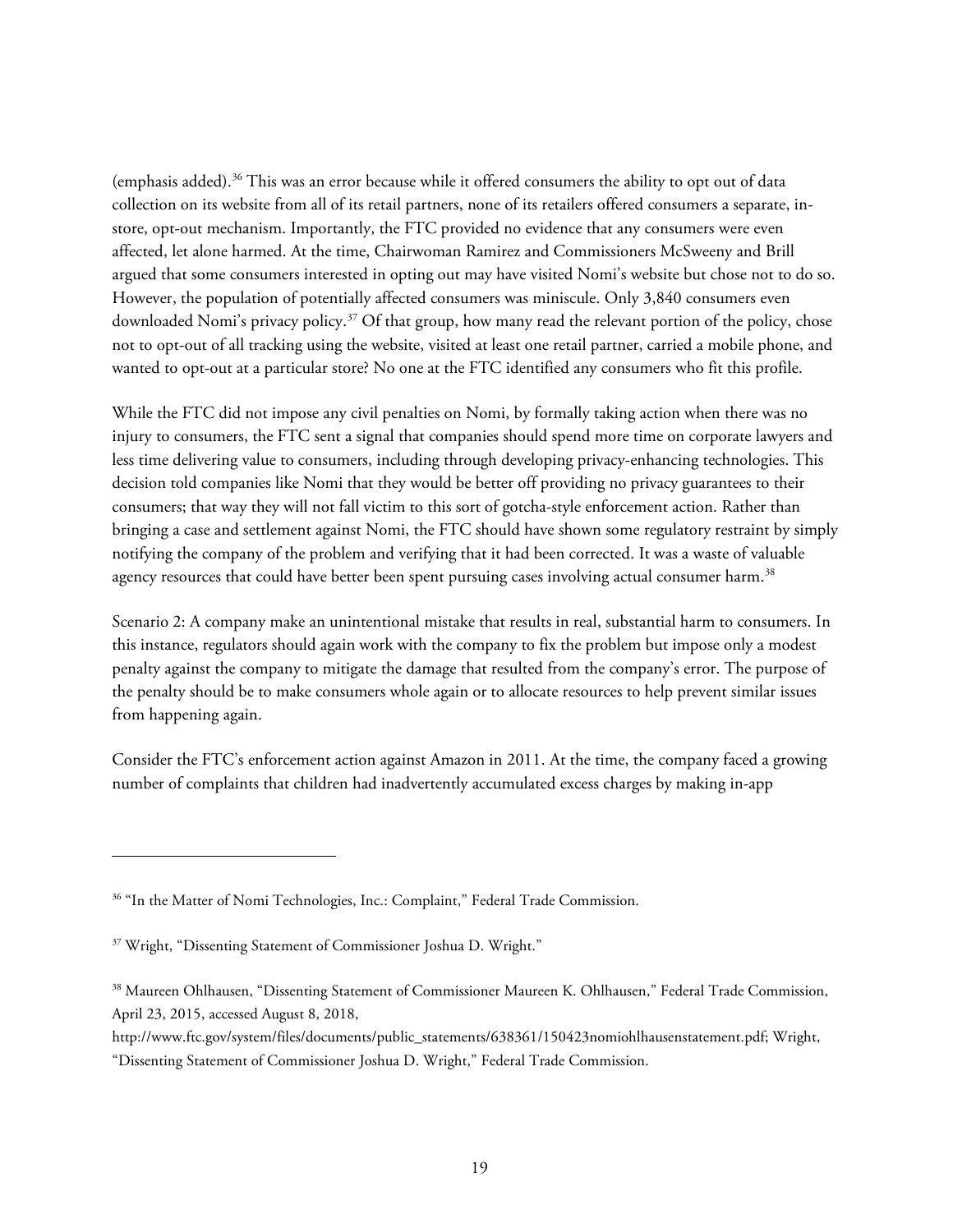(emphasis added).[36] This was an error because while it offered consumers the ability to opt out of data collection on its website from all of its retail partners, none of its retailers offered consumers a separate, in-store, opt-out mechanism. Importantly, the FTC provided no evidence that any consumers were even affected, let alone harmed. At the time, Chairwoman Ramirez and Commissioners McSweeny and Brill argued that some consumers interested in opting out may have visited Nomi's website but chose not to do so. However, the population of potentially affected consumers was miniscule. Only 3,840 consumers even downloaded Nomi's privacy policy.[37] Of that group, how many read the relevant portion of the policy, chose not to opt-out of all tracking using the website, visited at least one retail partner, carried a mobile phone, and wanted to opt-out at a particular store? No one at the FTC identified any consumers who fit this profile.

While the FTC did not impose any civil penalties on Nomi, by formally taking action when there was no injury to consumers, the FTC sent a signal that companies should spend more time on corporate lawyers and less time delivering value to consumers, including through developing privacy-enhancing technologies. This decision told companies like Nomi that they would be better off providing no privacy guarantees to their consumers; that way they will not fall victim to this sort of gotcha-style enforcement action. Rather than bringing a case and settlement against Nomi, the FTC should have shown some regulatory restraint by simply notifying the company of the problem and verifying that it had been corrected. It was a waste of valuable agency resources that could have better been spent pursuing cases involving actual consumer harm.[38]

Scenario 2: A company make an unintentional mistake that results in real, substantial harm to consumers. In this instance, regulators should again work with the company to fix the problem but impose only a modest penalty against the company to mitigate the damage that resulted from the company's error. The purpose of the penalty should be to make consumers whole again or to allocate resources to help prevent similar issues from happening again.

Consider the FTC's enforcement action against Amazon in 2011. At the time, the company faced a growing number of complaints that children had inadvertently accumulated excess charges by making in-app

---

[36] "In the Matter of Nomi Technologies, Inc.: Complaint," Federal Trade Commission.

[37] Wright, "Dissenting Statement of Commissioner Joshua D. Wright."

[38] Maureen Ohlhausen, "Dissenting Statement of Commissioner Maureen K. Ohlhausen," Federal Trade Commission, April 23, 2015, accessed August 8, 2018, http://www.ftc.gov/system/files/documents/public_statements/638361/150423nomiohlhausenstatement.pdf; Wright, "Dissenting Statement of Commissioner Joshua D. Wright," Federal Trade Commission.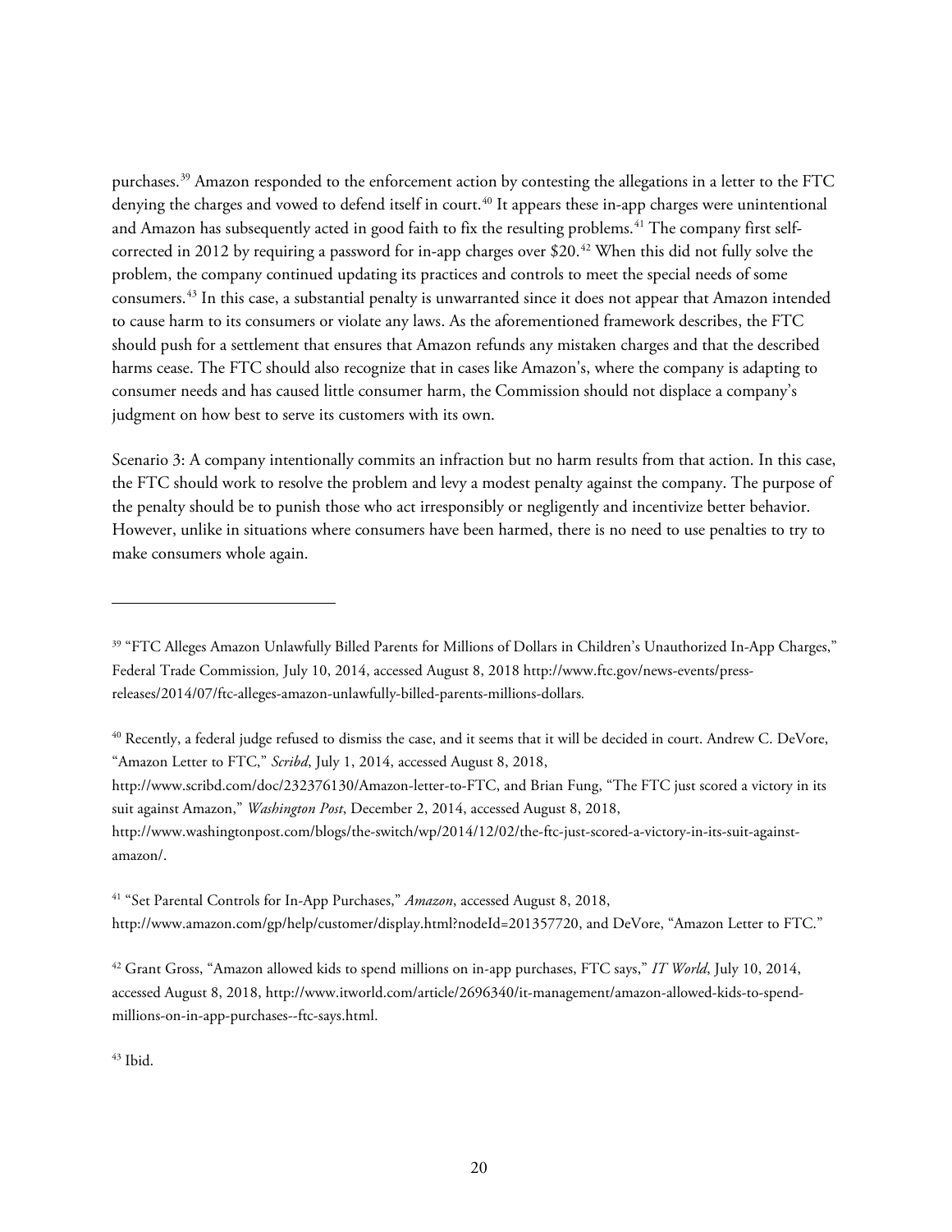purchases.[39] Amazon responded to the enforcement action by contesting the allegations in a letter to the FTC denying the charges and vowed to defend itself in court.[40] It appears these in-app charges were unintentional and Amazon has subsequently acted in good faith to fix the resulting problems.[41] The company first self-corrected in 2012 by requiring a password for in-app charges over $20.[42] When this did not fully solve the problem, the company continued updating its practices and controls to meet the special needs of some consumers.[43] In this case, a substantial penalty is unwarranted since it does not appear that Amazon intended to cause harm to its consumers or violate any laws. As the aforementioned framework describes, the FTC should push for a settlement that ensures that Amazon refunds any mistaken charges and that the described harms cease. The FTC should also recognize that in cases like Amazon's, where the company is adapting to consumer needs and has caused little consumer harm, the Commission should not displace a company's judgment on how best to serve its customers with its own.

Scenario 3: A company intentionally commits an infraction but no harm results from that action. In this case, the FTC should work to resolve the problem and levy a modest penalty against the company. The purpose of the penalty should be to punish those who act irresponsibly or negligently and incentivize better behavior. However, unlike in situations where consumers have been harmed, there is no need to use penalties to try to make consumers whole again.

---

[39] "FTC Alleges Amazon Unlawfully Billed Parents for Millions of Dollars in Children's Unauthorized In-App Charges," Federal Trade Commission, July 10, 2014, accessed August 8, 2018 http://www.ftc.gov/news-events/press-releases/2014/07/ftc-alleges-amazon-unlawfully-billed-parents-millions-dollars.

[40] Recently, a federal judge refused to dismiss the case, and it seems that it will be decided in court. Andrew C. DeVore, "Amazon Letter to FTC," *Scribd*, July 1, 2014, accessed August 8, 2018, http://www.scribd.com/doc/232376130/Amazon-letter-to-FTC, and Brian Fung, "The FTC just scored a victory in its suit against Amazon," *Washington Post*, December 2, 2014, accessed August 8, 2018, http://www.washingtonpost.com/blogs/the-switch/wp/2014/12/02/the-ftc-just-scored-a-victory-in-its-suit-against-amazon/.

[41] "Set Parental Controls for In-App Purchases," *Amazon*, accessed August 8, 2018, http://www.amazon.com/gp/help/customer/display.html?nodeId=201357720, and DeVore, "Amazon Letter to FTC."

[42] Grant Gross, "Amazon allowed kids to spend millions on in-app purchases, FTC says," *IT World*, July 10, 2014, accessed August 8, 2018, http://www.itworld.com/article/2696340/it-management/amazon-allowed-kids-to-spend-millions-on-in-app-purchases--ftc-says.html.

[43] Ibid.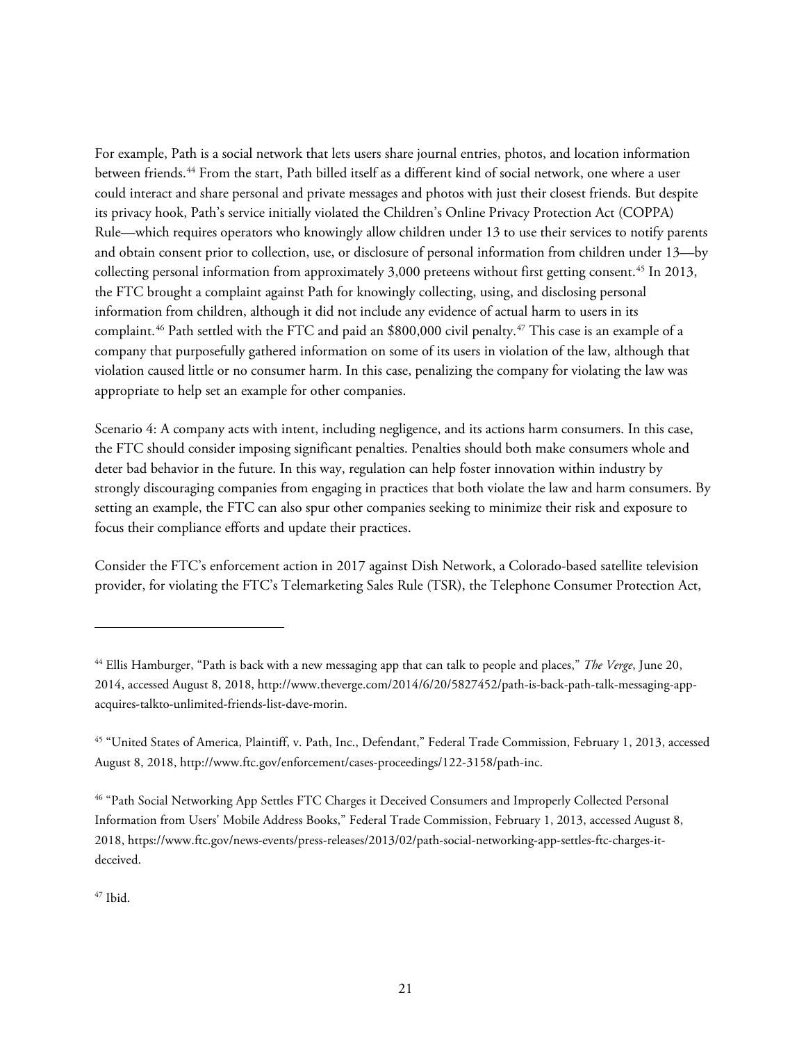For example, Path is a social network that lets users share journal entries, photos, and location information between friends.[44] From the start, Path billed itself as a different kind of social network, one where a user could interact and share personal and private messages and photos with just their closest friends. But despite its privacy hook, Path's service initially violated the Children's Online Privacy Protection Act (COPPA) Rule—which requires operators who knowingly allow children under 13 to use their services to notify parents and obtain consent prior to collection, use, or disclosure of personal information from children under 13—by collecting personal information from approximately 3,000 preteens without first getting consent.[45] In 2013, the FTC brought a complaint against Path for knowingly collecting, using, and disclosing personal information from children, although it did not include any evidence of actual harm to users in its complaint.[46] Path settled with the FTC and paid an $800,000 civil penalty.[47] This case is an example of a company that purposefully gathered information on some of its users in violation of the law, although that violation caused little or no consumer harm. In this case, penalizing the company for violating the law was appropriate to help set an example for other companies.

Scenario 4: A company acts with intent, including negligence, and its actions harm consumers. In this case, the FTC should consider imposing significant penalties. Penalties should both make consumers whole and deter bad behavior in the future. In this way, regulation can help foster innovation within industry by strongly discouraging companies from engaging in practices that both violate the law and harm consumers. By setting an example, the FTC can also spur other companies seeking to minimize their risk and exposure to focus their compliance efforts and update their practices.

Consider the FTC's enforcement action in 2017 against Dish Network, a Colorado-based satellite television provider, for violating the FTC's Telemarketing Sales Rule (TSR), the Telephone Consumer Protection Act,

---

[44] Ellis Hamburger, "Path is back with a new messaging app that can talk to people and places," *The Verge*, June 20, 2014, accessed August 8, 2018, http://www.theverge.com/2014/6/20/5827452/path-is-back-path-talk-messaging-app-acquires-talkto-unlimited-friends-list-dave-morin.

[45] "United States of America, Plaintiff, v. Path, Inc., Defendant," Federal Trade Commission, February 1, 2013, accessed August 8, 2018, http://www.ftc.gov/enforcement/cases-proceedings/122-3158/path-inc.

[46] "Path Social Networking App Settles FTC Charges it Deceived Consumers and Improperly Collected Personal Information from Users' Mobile Address Books," Federal Trade Commission, February 1, 2013, accessed August 8, 2018, https://www.ftc.gov/news-events/press-releases/2013/02/path-social-networking-app-settles-ftc-charges-it-deceived.

[47] Ibid.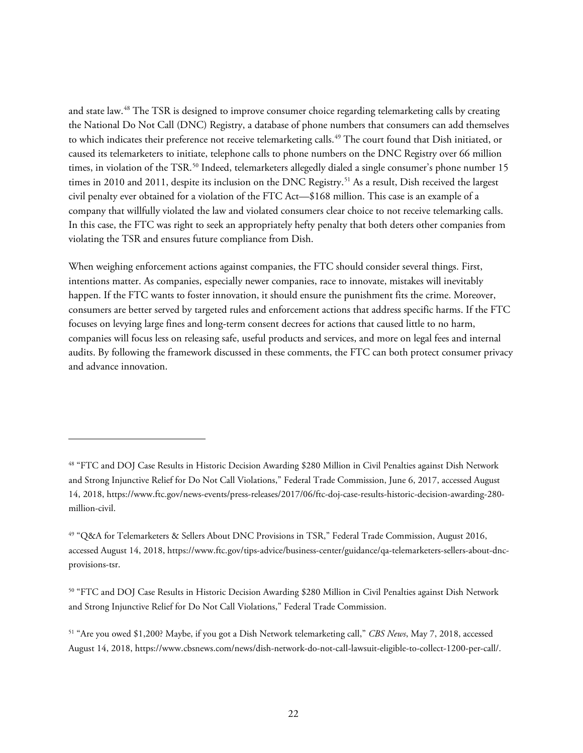and state law.[48] The TSR is designed to improve consumer choice regarding telemarketing calls by creating the National Do Not Call (DNC) Registry, a database of phone numbers that consumers can add themselves to which indicates their preference not receive telemarketing calls.[49] The court found that Dish initiated, or caused its telemarketers to initiate, telephone calls to phone numbers on the DNC Registry over 66 million times, in violation of the TSR.[50] Indeed, telemarketers allegedly dialed a single consumer's phone number 15 times in 2010 and 2011, despite its inclusion on the DNC Registry.[51] As a result, Dish received the largest civil penalty ever obtained for a violation of the FTC Act—$168 million. This case is an example of a company that willfully violated the law and violated consumers clear choice to not receive telemarking calls. In this case, the FTC was right to seek an appropriately hefty penalty that both deters other companies from violating the TSR and ensures future compliance from Dish.

When weighing enforcement actions against companies, the FTC should consider several things. First, intentions matter. As companies, especially newer companies, race to innovate, mistakes will inevitably happen. If the FTC wants to foster innovation, it should ensure the punishment fits the crime. Moreover, consumers are better served by targeted rules and enforcement actions that address specific harms. If the FTC focuses on levying large fines and long-term consent decrees for actions that caused little to no harm, companies will focus less on releasing safe, useful products and services, and more on legal fees and internal audits. By following the framework discussed in these comments, the FTC can both protect consumer privacy and advance innovation.

---

[48] "FTC and DOJ Case Results in Historic Decision Awarding $280 Million in Civil Penalties against Dish Network and Strong Injunctive Relief for Do Not Call Violations," Federal Trade Commission, June 6, 2017, accessed August 14, 2018, https://www.ftc.gov/news-events/press-releases/2017/06/ftc-doj-case-results-historic-decision-awarding-280-million-civil.

[49] "Q&A for Telemarketers & Sellers About DNC Provisions in TSR," Federal Trade Commission, August 2016, accessed August 14, 2018, https://www.ftc.gov/tips-advice/business-center/guidance/qa-telemarketers-sellers-about-dnc-provisions-tsr.

[50] "FTC and DOJ Case Results in Historic Decision Awarding $280 Million in Civil Penalties against Dish Network and Strong Injunctive Relief for Do Not Call Violations," Federal Trade Commission.

[51] "Are you owed $1,200? Maybe, if you got a Dish Network telemarketing call," *CBS News*, May 7, 2018, accessed August 14, 2018, https://www.cbsnews.com/news/dish-network-do-not-call-lawsuit-eligible-to-collect-1200-per-call/.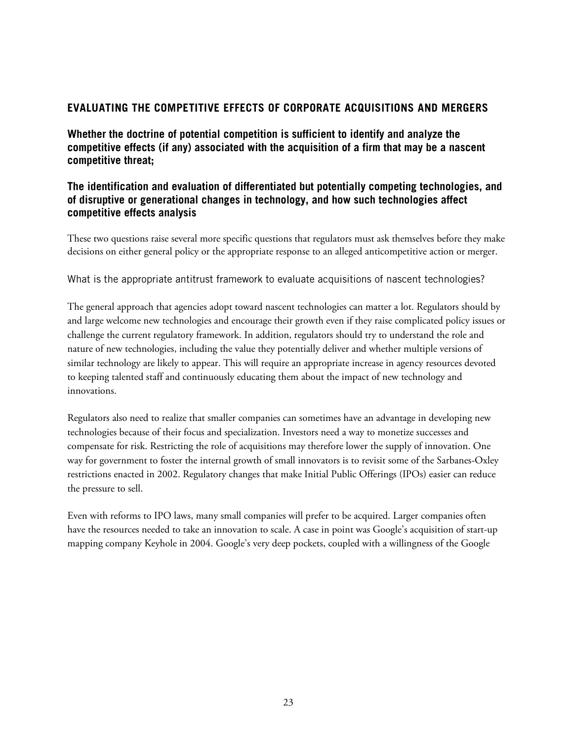## EVALUATING THE COMPETITIVE EFFECTS OF CORPORATE ACQUISITIONS AND MERGERS

### Whether the doctrine of potential competition is sufficient to identify and analyze the competitive effects (if any) associated with the acquisition of a firm that may be a nascent competitive threat;

### The identification and evaluation of differentiated but potentially competing technologies, and of disruptive or generational changes in technology, and how such technologies affect competitive effects analysis

These two questions raise several more specific questions that regulators must ask themselves before they make decisions on either general policy or the appropriate response to an alleged anticompetitive action or merger.

#### What is the appropriate antitrust framework to evaluate acquisitions of nascent technologies?

The general approach that agencies adopt toward nascent technologies can matter a lot. Regulators should by and large welcome new technologies and encourage their growth even if they raise complicated policy issues or challenge the current regulatory framework. In addition, regulators should try to understand the role and nature of new technologies, including the value they potentially deliver and whether multiple versions of similar technology are likely to appear. This will require an appropriate increase in agency resources devoted to keeping talented staff and continuously educating them about the impact of new technology and innovations.

Regulators also need to realize that smaller companies can sometimes have an advantage in developing new technologies because of their focus and specialization. Investors need a way to monetize successes and compensate for risk. Restricting the role of acquisitions may therefore lower the supply of innovation. One way for government to foster the internal growth of small innovators is to revisit some of the Sarbanes-Oxley restrictions enacted in 2002. Regulatory changes that make Initial Public Offerings (IPOs) easier can reduce the pressure to sell.

Even with reforms to IPO laws, many small companies will prefer to be acquired. Larger companies often have the resources needed to take an innovation to scale. A case in point was Google's acquisition of start-up mapping company Keyhole in 2004. Google's very deep pockets, coupled with a willingness of the Google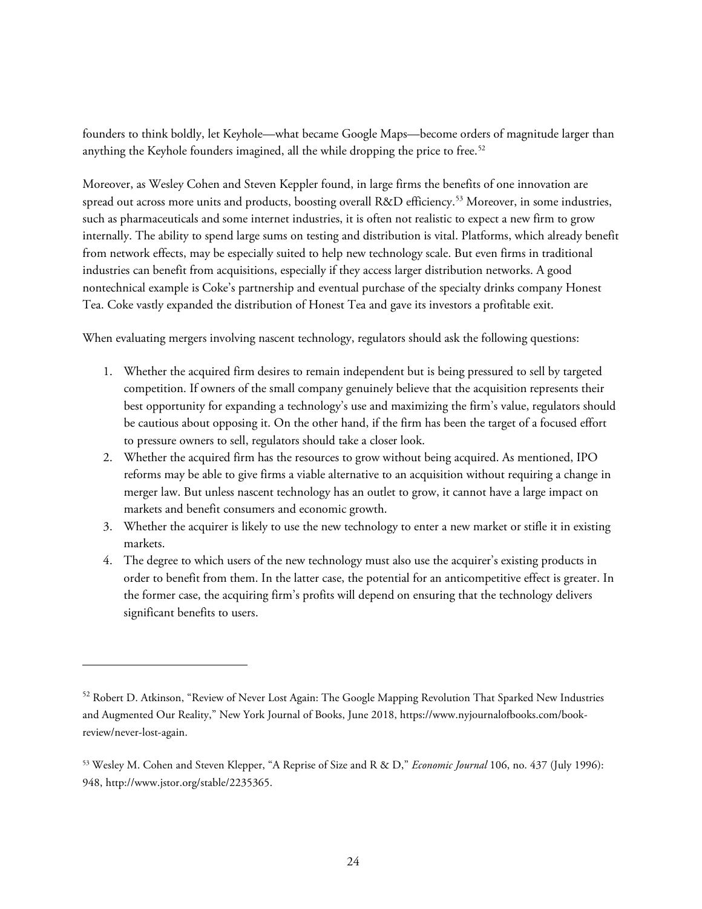founders to think boldly, let Keyhole—what became Google Maps—become orders of magnitude larger than anything the Keyhole founders imagined, all the while dropping the price to free.[52]

Moreover, as Wesley Cohen and Steven Keppler found, in large firms the benefits of one innovation are spread out across more units and products, boosting overall R&D efficiency.[53] Moreover, in some industries, such as pharmaceuticals and some internet industries, it is often not realistic to expect a new firm to grow internally. The ability to spend large sums on testing and distribution is vital. Platforms, which already benefit from network effects, may be especially suited to help new technology scale. But even firms in traditional industries can benefit from acquisitions, especially if they access larger distribution networks. A good nontechnical example is Coke's partnership and eventual purchase of the specialty drinks company Honest Tea. Coke vastly expanded the distribution of Honest Tea and gave its investors a profitable exit.

When evaluating mergers involving nascent technology, regulators should ask the following questions:

1. Whether the acquired firm desires to remain independent but is being pressured to sell by targeted competition. If owners of the small company genuinely believe that the acquisition represents their best opportunity for expanding a technology's use and maximizing the firm's value, regulators should be cautious about opposing it. On the other hand, if the firm has been the target of a focused effort to pressure owners to sell, regulators should take a closer look.
2. Whether the acquired firm has the resources to grow without being acquired. As mentioned, IPO reforms may be able to give firms a viable alternative to an acquisition without requiring a change in merger law. But unless nascent technology has an outlet to grow, it cannot have a large impact on markets and benefit consumers and economic growth.
3. Whether the acquirer is likely to use the new technology to enter a new market or stifle it in existing markets.
4. The degree to which users of the new technology must also use the acquirer's existing products in order to benefit from them. In the latter case, the potential for an anticompetitive effect is greater. In the former case, the acquiring firm's profits will depend on ensuring that the technology delivers significant benefits to users.

---

[52] Robert D. Atkinson, "Review of Never Lost Again: The Google Mapping Revolution That Sparked New Industries and Augmented Our Reality," New York Journal of Books, June 2018, https://www.nyjournalofbooks.com/book-review/never-lost-again.

[53] Wesley M. Cohen and Steven Klepper, "A Reprise of Size and R & D," *Economic Journal* 106, no. 437 (July 1996): 948, http://www.jstor.org/stable/2235365.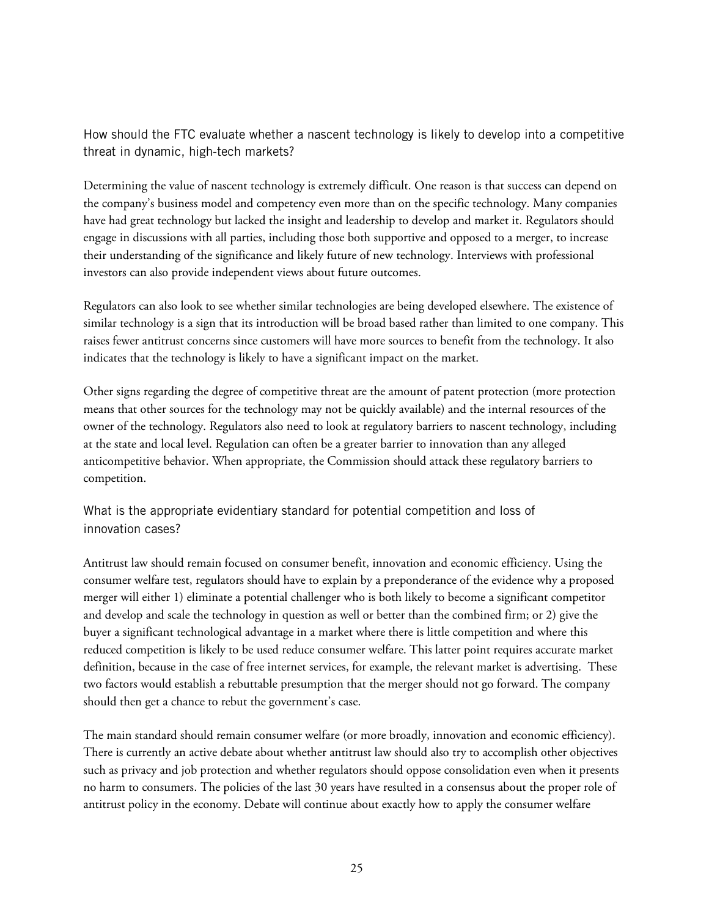## How should the FTC evaluate whether a nascent technology is likely to develop into a competitive threat in dynamic, high-tech markets?

Determining the value of nascent technology is extremely difficult. One reason is that success can depend on the company's business model and competency even more than on the specific technology. Many companies have had great technology but lacked the insight and leadership to develop and market it. Regulators should engage in discussions with all parties, including those both supportive and opposed to a merger, to increase their understanding of the significance and likely future of new technology. Interviews with professional investors can also provide independent views about future outcomes.

Regulators can also look to see whether similar technologies are being developed elsewhere. The existence of similar technology is a sign that its introduction will be broad based rather than limited to one company. This raises fewer antitrust concerns since customers will have more sources to benefit from the technology. It also indicates that the technology is likely to have a significant impact on the market.

Other signs regarding the degree of competitive threat are the amount of patent protection (more protection means that other sources for the technology may not be quickly available) and the internal resources of the owner of the technology. Regulators also need to look at regulatory barriers to nascent technology, including at the state and local level. Regulation can often be a greater barrier to innovation than any alleged anticompetitive behavior. When appropriate, the Commission should attack these regulatory barriers to competition.

## What is the appropriate evidentiary standard for potential competition and loss of innovation cases?

Antitrust law should remain focused on consumer benefit, innovation and economic efficiency. Using the consumer welfare test, regulators should have to explain by a preponderance of the evidence why a proposed merger will either 1) eliminate a potential challenger who is both likely to become a significant competitor and develop and scale the technology in question as well or better than the combined firm; or 2) give the buyer a significant technological advantage in a market where there is little competition and where this reduced competition is likely to be used reduce consumer welfare. This latter point requires accurate market definition, because in the case of free internet services, for example, the relevant market is advertising. These two factors would establish a rebuttable presumption that the merger should not go forward. The company should then get a chance to rebut the government's case.

The main standard should remain consumer welfare (or more broadly, innovation and economic efficiency). There is currently an active debate about whether antitrust law should also try to accomplish other objectives such as privacy and job protection and whether regulators should oppose consolidation even when it presents no harm to consumers. The policies of the last 30 years have resulted in a consensus about the proper role of antitrust policy in the economy. Debate will continue about exactly how to apply the consumer welfare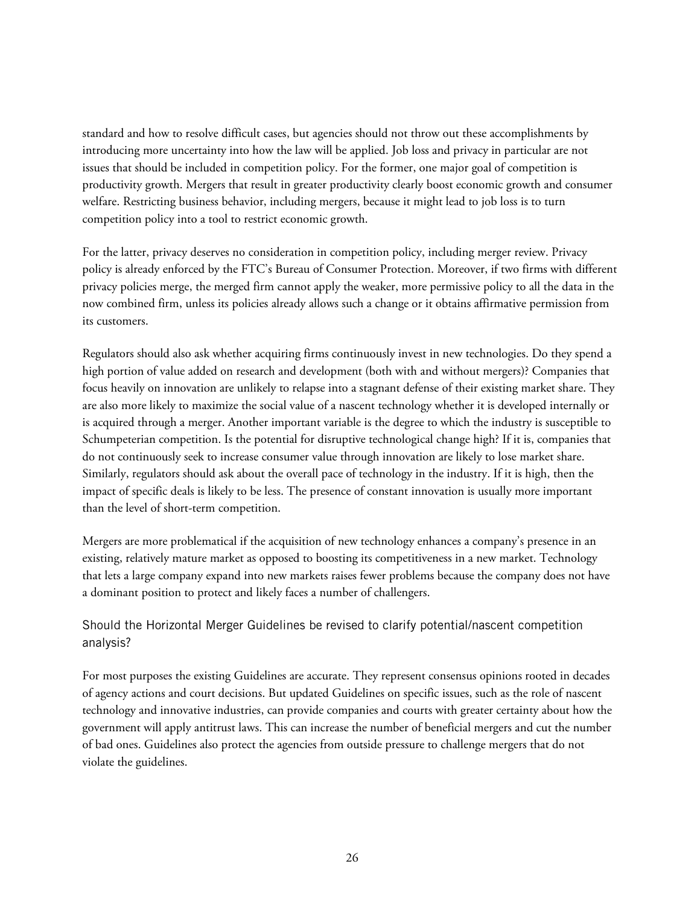standard and how to resolve difficult cases, but agencies should not throw out these accomplishments by introducing more uncertainty into how the law will be applied. Job loss and privacy in particular are not issues that should be included in competition policy. For the former, one major goal of competition is productivity growth. Mergers that result in greater productivity clearly boost economic growth and consumer welfare. Restricting business behavior, including mergers, because it might lead to job loss is to turn competition policy into a tool to restrict economic growth.

For the latter, privacy deserves no consideration in competition policy, including merger review. Privacy policy is already enforced by the FTC's Bureau of Consumer Protection. Moreover, if two firms with different privacy policies merge, the merged firm cannot apply the weaker, more permissive policy to all the data in the now combined firm, unless its policies already allows such a change or it obtains affirmative permission from its customers.

Regulators should also ask whether acquiring firms continuously invest in new technologies. Do they spend a high portion of value added on research and development (both with and without mergers)? Companies that focus heavily on innovation are unlikely to relapse into a stagnant defense of their existing market share. They are also more likely to maximize the social value of a nascent technology whether it is developed internally or is acquired through a merger. Another important variable is the degree to which the industry is susceptible to Schumpeterian competition. Is the potential for disruptive technological change high? If it is, companies that do not continuously seek to increase consumer value through innovation are likely to lose market share. Similarly, regulators should ask about the overall pace of technology in the industry. If it is high, then the impact of specific deals is likely to be less. The presence of constant innovation is usually more important than the level of short-term competition.

Mergers are more problematical if the acquisition of new technology enhances a company's presence in an existing, relatively mature market as opposed to boosting its competitiveness in a new market. Technology that lets a large company expand into new markets raises fewer problems because the company does not have a dominant position to protect and likely faces a number of challengers.

### Should the Horizontal Merger Guidelines be revised to clarify potential/nascent competition analysis?

For most purposes the existing Guidelines are accurate. They represent consensus opinions rooted in decades of agency actions and court decisions. But updated Guidelines on specific issues, such as the role of nascent technology and innovative industries, can provide companies and courts with greater certainty about how the government will apply antitrust laws. This can increase the number of beneficial mergers and cut the number of bad ones. Guidelines also protect the agencies from outside pressure to challenge mergers that do not violate the guidelines.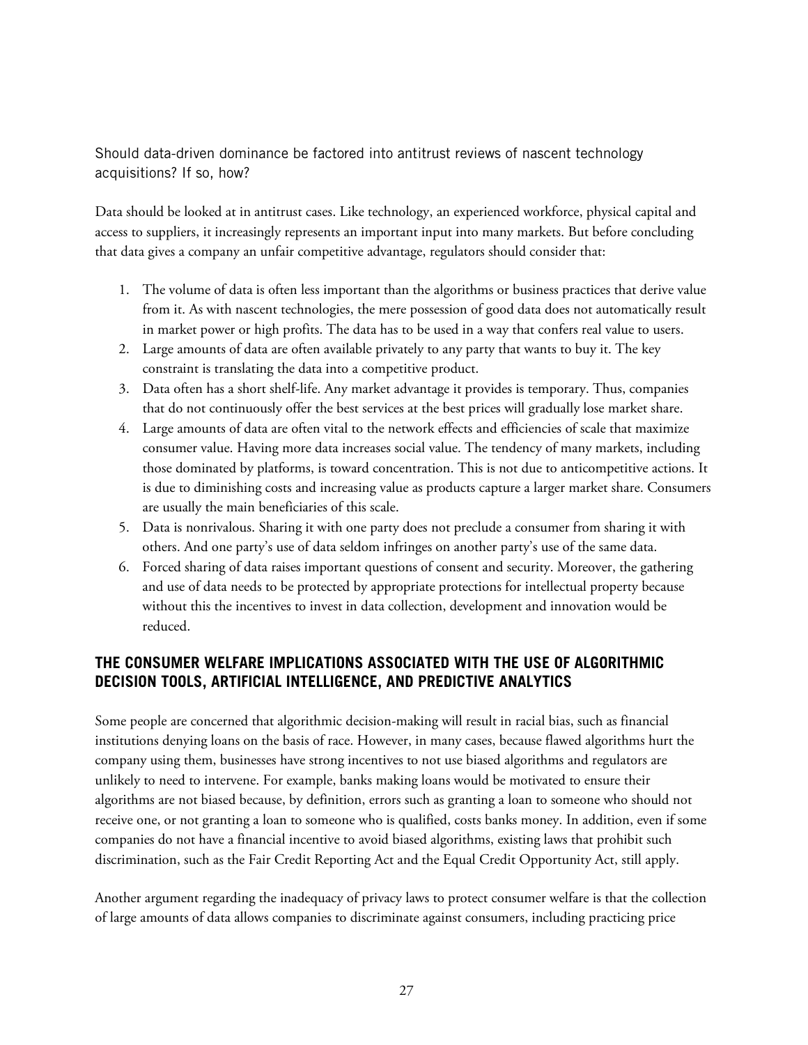Should data-driven dominance be factored into antitrust reviews of nascent technology acquisitions? If so, how?

Data should be looked at in antitrust cases. Like technology, an experienced workforce, physical capital and access to suppliers, it increasingly represents an important input into many markets. But before concluding that data gives a company an unfair competitive advantage, regulators should consider that:

1. The volume of data is often less important than the algorithms or business practices that derive value from it. As with nascent technologies, the mere possession of good data does not automatically result in market power or high profits. The data has to be used in a way that confers real value to users.
2. Large amounts of data are often available privately to any party that wants to buy it. The key constraint is translating the data into a competitive product.
3. Data often has a short shelf-life. Any market advantage it provides is temporary. Thus, companies that do not continuously offer the best services at the best prices will gradually lose market share.
4. Large amounts of data are often vital to the network effects and efficiencies of scale that maximize consumer value. Having more data increases social value. The tendency of many markets, including those dominated by platforms, is toward concentration. This is not due to anticompetitive actions. It is due to diminishing costs and increasing value as products capture a larger market share. Consumers are usually the main beneficiaries of this scale.
5. Data is nonrivalous. Sharing it with one party does not preclude a consumer from sharing it with others. And one party's use of data seldom infringes on another party's use of the same data.
6. Forced sharing of data raises important questions of consent and security. Moreover, the gathering and use of data needs to be protected by appropriate protections for intellectual property because without this the incentives to invest in data collection, development and innovation would be reduced.

## THE CONSUMER WELFARE IMPLICATIONS ASSOCIATED WITH THE USE OF ALGORITHMIC DECISION TOOLS, ARTIFICIAL INTELLIGENCE, AND PREDICTIVE ANALYTICS

Some people are concerned that algorithmic decision-making will result in racial bias, such as financial institutions denying loans on the basis of race. However, in many cases, because flawed algorithms hurt the company using them, businesses have strong incentives to not use biased algorithms and regulators are unlikely to need to intervene. For example, banks making loans would be motivated to ensure their algorithms are not biased because, by definition, errors such as granting a loan to someone who should not receive one, or not granting a loan to someone who is qualified, costs banks money. In addition, even if some companies do not have a financial incentive to avoid biased algorithms, existing laws that prohibit such discrimination, such as the Fair Credit Reporting Act and the Equal Credit Opportunity Act, still apply.

Another argument regarding the inadequacy of privacy laws to protect consumer welfare is that the collection of large amounts of data allows companies to discriminate against consumers, including practicing price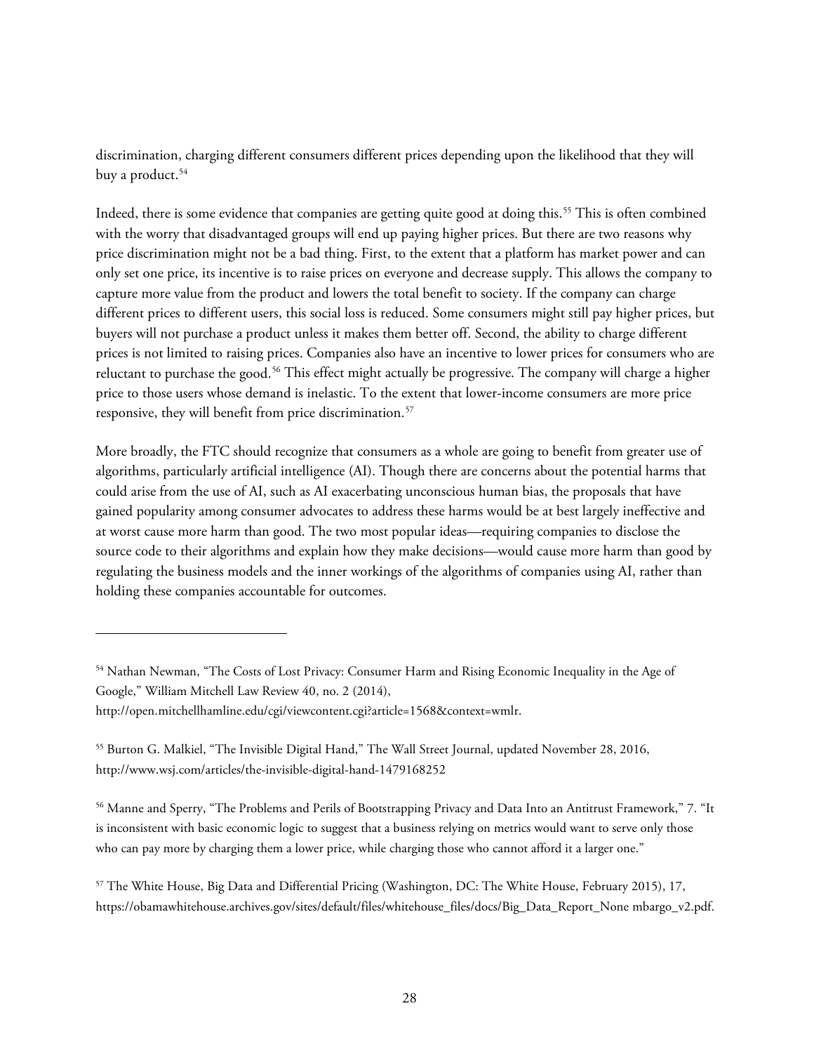discrimination, charging different consumers different prices depending upon the likelihood that they will buy a product.[54]

Indeed, there is some evidence that companies are getting quite good at doing this.[55] This is often combined with the worry that disadvantaged groups will end up paying higher prices. But there are two reasons why price discrimination might not be a bad thing. First, to the extent that a platform has market power and can only set one price, its incentive is to raise prices on everyone and decrease supply. This allows the company to capture more value from the product and lowers the total benefit to society. If the company can charge different prices to different users, this social loss is reduced. Some consumers might still pay higher prices, but buyers will not purchase a product unless it makes them better off. Second, the ability to charge different prices is not limited to raising prices. Companies also have an incentive to lower prices for consumers who are reluctant to purchase the good.[56] This effect might actually be progressive. The company will charge a higher price to those users whose demand is inelastic. To the extent that lower-income consumers are more price responsive, they will benefit from price discrimination.[57]

More broadly, the FTC should recognize that consumers as a whole are going to benefit from greater use of algorithms, particularly artificial intelligence (AI). Though there are concerns about the potential harms that could arise from the use of AI, such as AI exacerbating unconscious human bias, the proposals that have gained popularity among consumer advocates to address these harms would be at best largely ineffective and at worst cause more harm than good. The two most popular ideas—requiring companies to disclose the source code to their algorithms and explain how they make decisions—would cause more harm than good by regulating the business models and the inner workings of the algorithms of companies using AI, rather than holding these companies accountable for outcomes.

---

[54] Nathan Newman, "The Costs of Lost Privacy: Consumer Harm and Rising Economic Inequality in the Age of Google," William Mitchell Law Review 40, no. 2 (2014), http://open.mitchellhamline.edu/cgi/viewcontent.cgi?article=1568&context=wmlr.

[55] Burton G. Malkiel, "The Invisible Digital Hand," The Wall Street Journal, updated November 28, 2016, http://www.wsj.com/articles/the-invisible-digital-hand-1479168252

[56] Manne and Sperry, "The Problems and Perils of Bootstrapping Privacy and Data Into an Antitrust Framework," 7. "It is inconsistent with basic economic logic to suggest that a business relying on metrics would want to serve only those who can pay more by charging them a lower price, while charging those who cannot afford it a larger one."

[57] The White House, Big Data and Differential Pricing (Washington, DC: The White House, February 2015), 17, https://obamawhitehouse.archives.gov/sites/default/files/whitehouse_files/docs/Big_Data_Report_None mbargo_v2.pdf.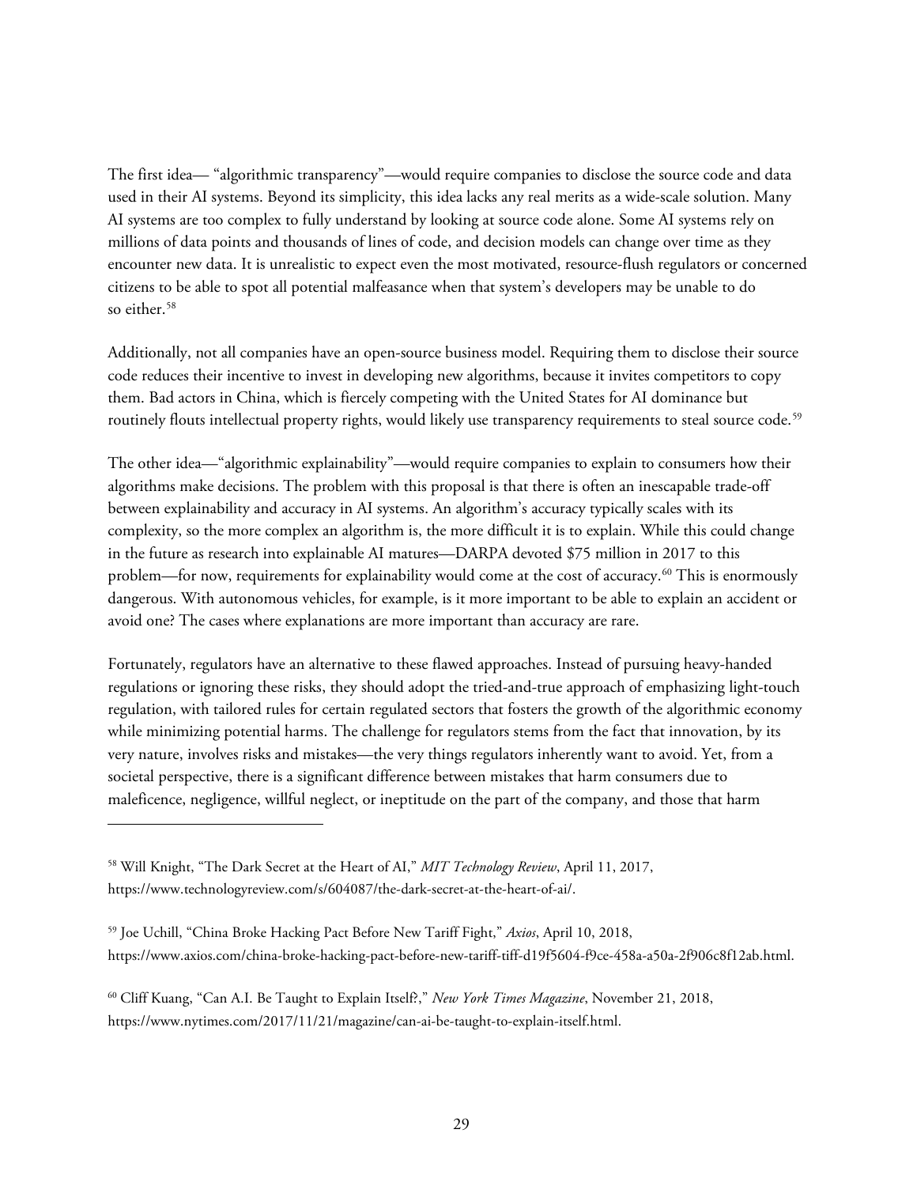The first idea— "algorithmic transparency"—would require companies to disclose the source code and data used in their AI systems. Beyond its simplicity, this idea lacks any real merits as a wide-scale solution. Many AI systems are too complex to fully understand by looking at source code alone. Some AI systems rely on millions of data points and thousands of lines of code, and decision models can change over time as they encounter new data. It is unrealistic to expect even the most motivated, resource-flush regulators or concerned citizens to be able to spot all potential malfeasance when that system's developers may be unable to do so either.[58]

Additionally, not all companies have an open-source business model. Requiring them to disclose their source code reduces their incentive to invest in developing new algorithms, because it invites competitors to copy them. Bad actors in China, which is fiercely competing with the United States for AI dominance but routinely flouts intellectual property rights, would likely use transparency requirements to steal source code.[59]

The other idea—"algorithmic explainability"—would require companies to explain to consumers how their algorithms make decisions. The problem with this proposal is that there is often an inescapable trade-off between explainability and accuracy in AI systems. An algorithm's accuracy typically scales with its complexity, so the more complex an algorithm is, the more difficult it is to explain. While this could change in the future as research into explainable AI matures—DARPA devoted $75 million in 2017 to this problem—for now, requirements for explainability would come at the cost of accuracy.[60] This is enormously dangerous. With autonomous vehicles, for example, is it more important to be able to explain an accident or avoid one? The cases where explanations are more important than accuracy are rare.

Fortunately, regulators have an alternative to these flawed approaches. Instead of pursuing heavy-handed regulations or ignoring these risks, they should adopt the tried-and-true approach of emphasizing light-touch regulation, with tailored rules for certain regulated sectors that fosters the growth of the algorithmic economy while minimizing potential harms. The challenge for regulators stems from the fact that innovation, by its very nature, involves risks and mistakes—the very things regulators inherently want to avoid. Yet, from a societal perspective, there is a significant difference between mistakes that harm consumers due to maleficence, negligence, willful neglect, or ineptitude on the part of the company, and those that harm

---

[58] Will Knight, "The Dark Secret at the Heart of AI," *MIT Technology Review*, April 11, 2017, https://www.technologyreview.com/s/604087/the-dark-secret-at-the-heart-of-ai/.

[59] Joe Uchill, "China Broke Hacking Pact Before New Tariff Fight," *Axios*, April 10, 2018, https://www.axios.com/china-broke-hacking-pact-before-new-tariff-tiff-d19f5604-f9ce-458a-a50a-2f906c8f12ab.html.

[60] Cliff Kuang, "Can A.I. Be Taught to Explain Itself?," *New York Times Magazine*, November 21, 2018, https://www.nytimes.com/2017/11/21/magazine/can-ai-be-taught-to-explain-itself.html.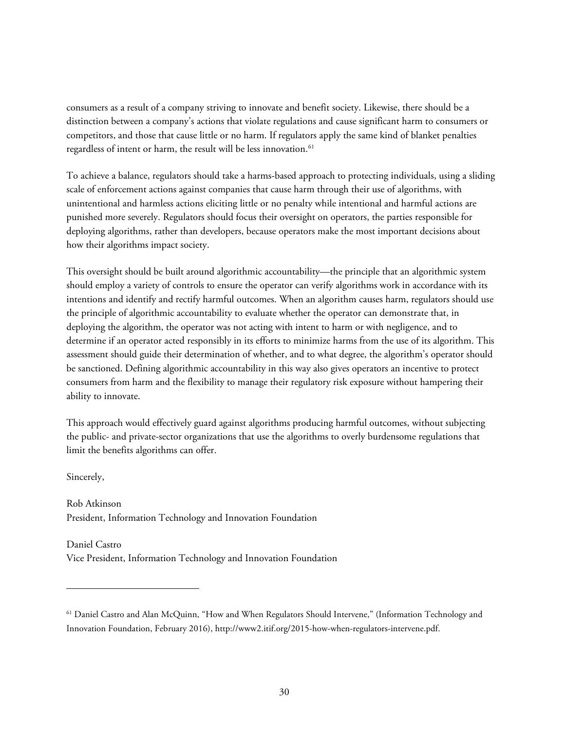consumers as a result of a company striving to innovate and benefit society. Likewise, there should be a distinction between a company's actions that violate regulations and cause significant harm to consumers or competitors, and those that cause little or no harm. If regulators apply the same kind of blanket penalties regardless of intent or harm, the result will be less innovation.[61]

To achieve a balance, regulators should take a harms-based approach to protecting individuals, using a sliding scale of enforcement actions against companies that cause harm through their use of algorithms, with unintentional and harmless actions eliciting little or no penalty while intentional and harmful actions are punished more severely. Regulators should focus their oversight on operators, the parties responsible for deploying algorithms, rather than developers, because operators make the most important decisions about how their algorithms impact society.

This oversight should be built around algorithmic accountability—the principle that an algorithmic system should employ a variety of controls to ensure the operator can verify algorithms work in accordance with its intentions and identify and rectify harmful outcomes. When an algorithm causes harm, regulators should use the principle of algorithmic accountability to evaluate whether the operator can demonstrate that, in deploying the algorithm, the operator was not acting with intent to harm or with negligence, and to determine if an operator acted responsibly in its efforts to minimize harms from the use of its algorithm. This assessment should guide their determination of whether, and to what degree, the algorithm's operator should be sanctioned. Defining algorithmic accountability in this way also gives operators an incentive to protect consumers from harm and the flexibility to manage their regulatory risk exposure without hampering their ability to innovate.

This approach would effectively guard against algorithms producing harmful outcomes, without subjecting the public- and private-sector organizations that use the algorithms to overly burdensome regulations that limit the benefits algorithms can offer.

Sincerely,

Rob Atkinson
President, Information Technology and Innovation Foundation

Daniel Castro
Vice President, Information Technology and Innovation Foundation

---

[61] Daniel Castro and Alan McQuinn, "How and When Regulators Should Intervene," (Information Technology and Innovation Foundation, February 2016), http://www2.itif.org/2015-how-when-regulators-intervene.pdf.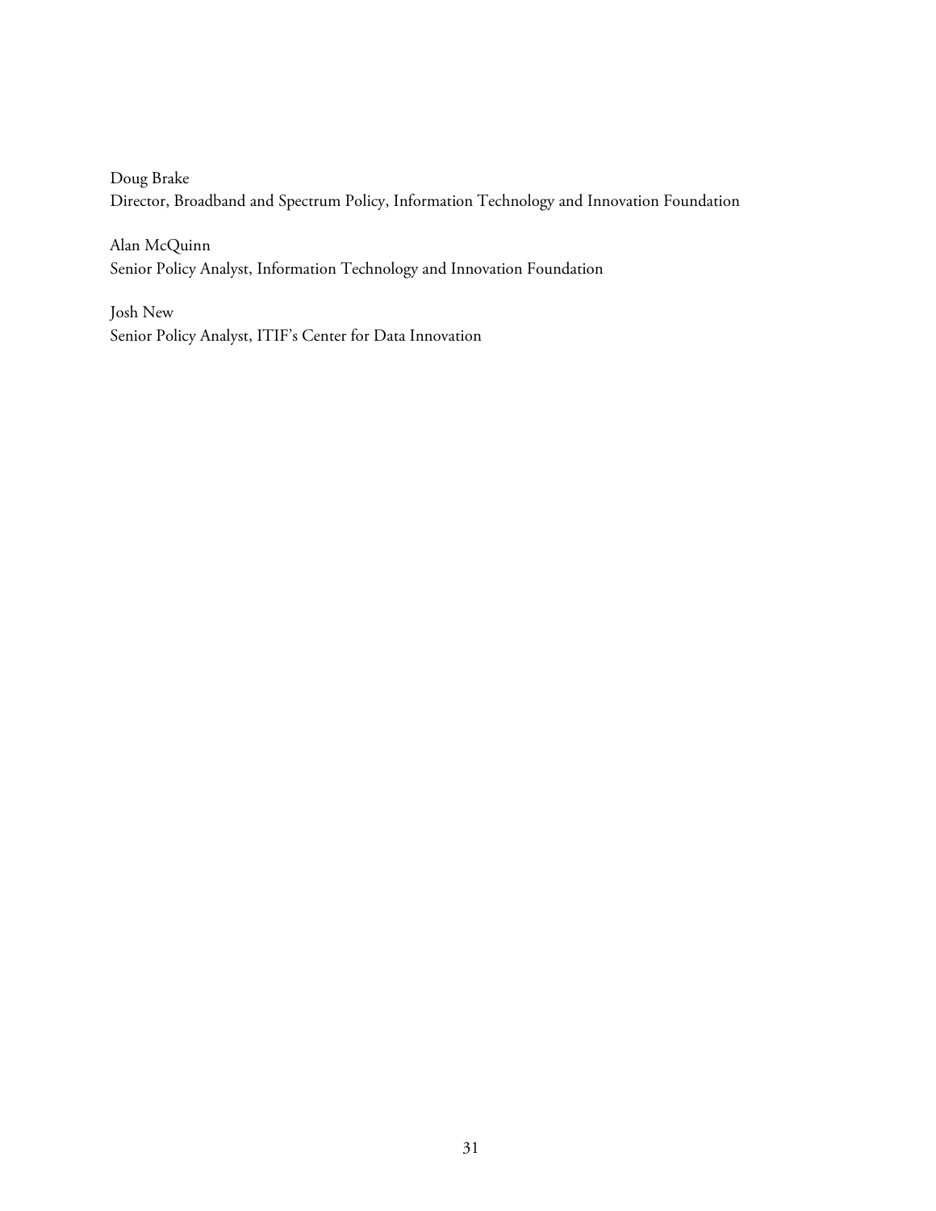Doug Brake
Director, Broadband and Spectrum Policy, Information Technology and Innovation Foundation

Alan McQuinn
Senior Policy Analyst, Information Technology and Innovation Foundation

Josh New
Senior Policy Analyst, ITIF's Center for Data Innovation